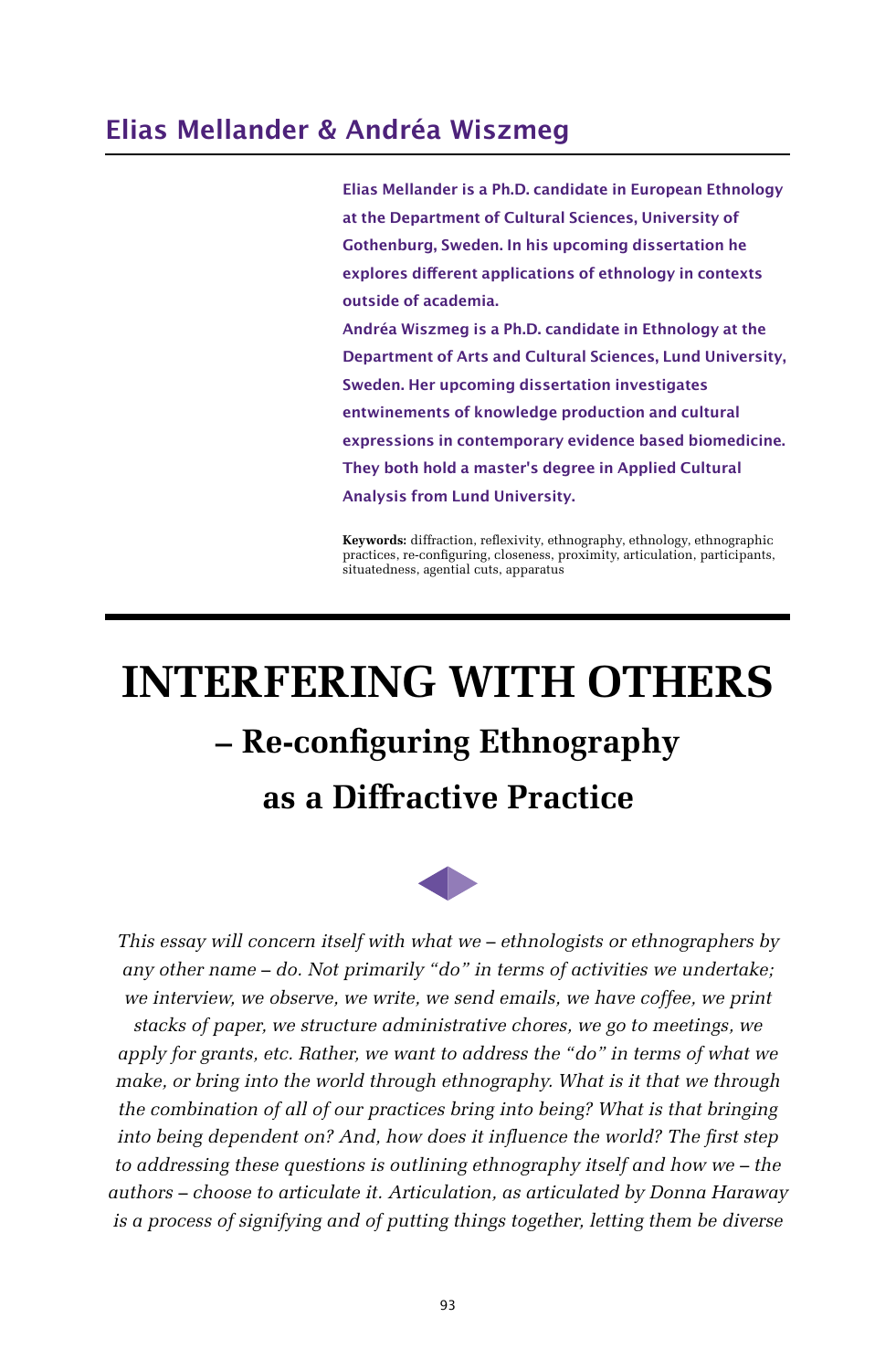## Elias Mellander & Andréa Wiszmeg

**Elias Mellander is a Ph.D. candidate in European Ethnology at the Department of Cultural Sciences, University of Gothenburg, Sweden. In his upcoming dissertation he explores different applications of ethnology in contexts outside of academia.**
**Andréa Wiszmeg is a Ph.D. candidate in Ethnology at the Department of Arts and Cultural Sciences, Lund University, Sweden. Her upcoming dissertation investigates entwinements of knowledge production and cultural expressions in contemporary evidence based biomedicine.**
**They both hold a master's degree in Applied Cultural Analysis from Lund University.**

**Keywords:** diffraction, reflexivity, ethnography, ethnology, ethnographic practices, re-configuring, closeness, proximity, articulation, participants, situatedness, agential cuts, apparatus

# INTERFERING WITH OTHERS

## – Re-configuring Ethnography as a Diffractive Practice

*This essay will concern itself with what we – ethnologists or ethnographers by any other name – do. Not primarily "do" in terms of activities we undertake; we interview, we observe, we write, we send emails, we have coffee, we print stacks of paper, we structure administrative chores, we go to meetings, we apply for grants, etc. Rather, we want to address the "do" in terms of what we make, or bring into the world through ethnography. What is it that we through the combination of all of our practices bring into being? What is that bringing into being dependent on? And, how does it influence the world? The first step to addressing these questions is outlining ethnography itself and how we – the authors – choose to articulate it. Articulation, as articulated by Donna Haraway is a process of signifying and of putting things together, letting them be diverse*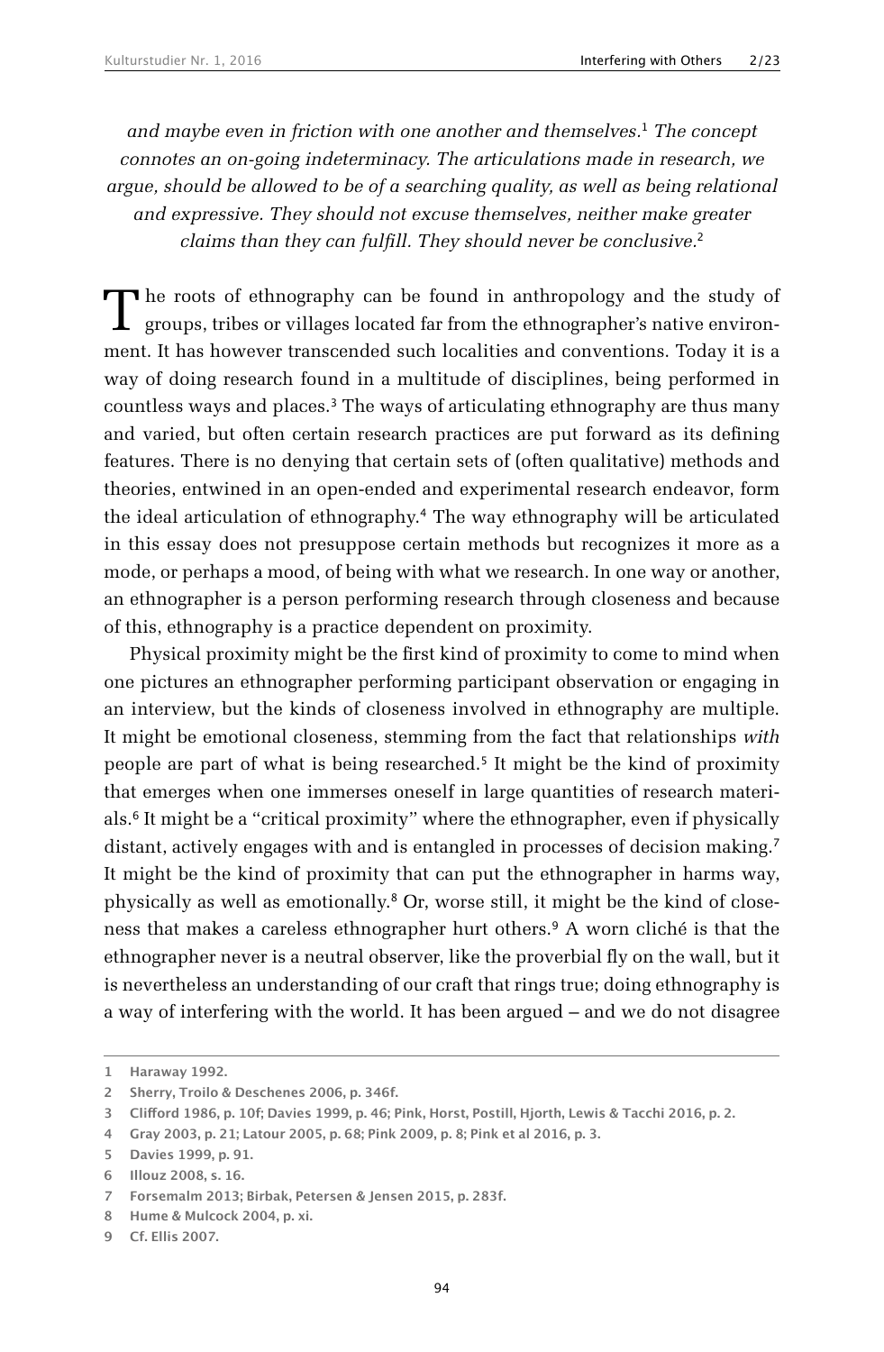*and maybe even in friction with one another and themselves.*[1] *The concept connotes an on-going indeterminacy. The articulations made in research, we argue, should be allowed to be of a searching quality, as well as being relational and expressive. They should not excuse themselves, neither make greater claims than they can fulfill. They should never be conclusive.*[2]

The roots of ethnography can be found in anthropology and the study of groups, tribes or villages located far from the ethnographer's native environment. It has however transcended such localities and conventions. Today it is a way of doing research found in a multitude of disciplines, being performed in countless ways and places.[3] The ways of articulating ethnography are thus many and varied, but often certain research practices are put forward as its defining features. There is no denying that certain sets of (often qualitative) methods and theories, entwined in an open-ended and experimental research endeavor, form the ideal articulation of ethnography.[4] The way ethnography will be articulated in this essay does not presuppose certain methods but recognizes it more as a mode, or perhaps a mood, of being with what we research. In one way or another, an ethnographer is a person performing research through closeness and because of this, ethnography is a practice dependent on proximity.

Physical proximity might be the first kind of proximity to come to mind when one pictures an ethnographer performing participant observation or engaging in an interview, but the kinds of closeness involved in ethnography are multiple. It might be emotional closeness, stemming from the fact that relationships *with* people are part of what is being researched.[5] It might be the kind of proximity that emerges when one immerses oneself in large quantities of research materials.[6] It might be a "critical proximity" where the ethnographer, even if physically distant, actively engages with and is entangled in processes of decision making.[7] It might be the kind of proximity that can put the ethnographer in harms way, physically as well as emotionally.[8] Or, worse still, it might be the kind of closeness that makes a careless ethnographer hurt others.[9] A worn cliché is that the ethnographer never is a neutral observer, like the proverbial fly on the wall, but it is nevertheless an understanding of our craft that rings true; doing ethnography is a way of interfering with the world. It has been argued – and we do not disagree

---

1 Haraway 1992.

2 Sherry, Troilo & Deschenes 2006, p. 346f.

3 Clifford 1986, p. 10f; Davies 1999, p. 46; Pink, Horst, Postill, Hjorth, Lewis & Tacchi 2016, p. 2.

4 Gray 2003, p. 21; Latour 2005, p. 68; Pink 2009, p. 8; Pink et al 2016, p. 3.

5 Davies 1999, p. 91.

6 Illouz 2008, s. 16.

7 Forsemalm 2013; Birbak, Petersen & Jensen 2015, p. 283f.

8 Hume & Mulcock 2004, p. xi.

9 Cf. Ellis 2007.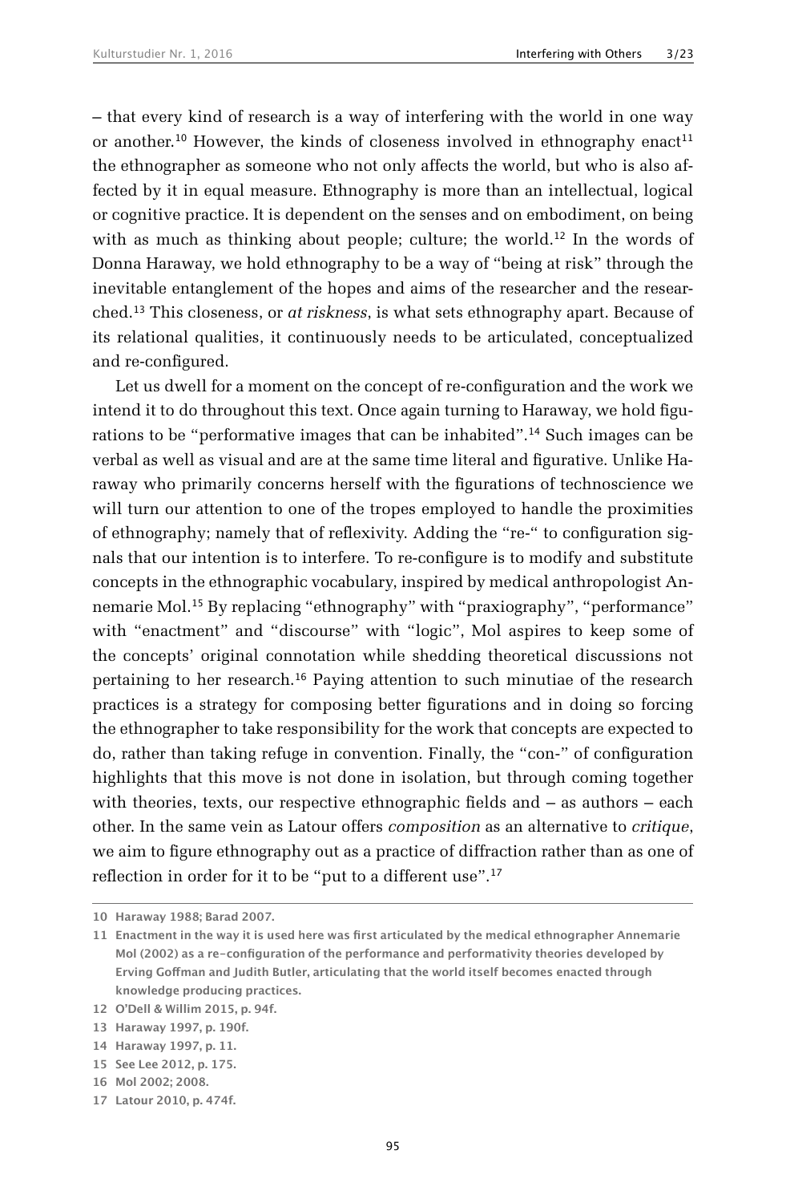– that every kind of research is a way of interfering with the world in one way or another.[10] However, the kinds of closeness involved in ethnography enact[11] the ethnographer as someone who not only affects the world, but who is also affected by it in equal measure. Ethnography is more than an intellectual, logical or cognitive practice. It is dependent on the senses and on embodiment, on being with as much as thinking about people; culture; the world.[12] In the words of Donna Haraway, we hold ethnography to be a way of "being at risk" through the inevitable entanglement of the hopes and aims of the researcher and the researched.[13] This closeness, or *at riskness*, is what sets ethnography apart. Because of its relational qualities, it continuously needs to be articulated, conceptualized and re-configured.

Let us dwell for a moment on the concept of re-configuration and the work we intend it to do throughout this text. Once again turning to Haraway, we hold figurations to be "performative images that can be inhabited".[14] Such images can be verbal as well as visual and are at the same time literal and figurative. Unlike Haraway who primarily concerns herself with the figurations of technoscience we will turn our attention to one of the tropes employed to handle the proximities of ethnography; namely that of reflexivity. Adding the "re-" to configuration signals that our intention is to interfere. To re-configure is to modify and substitute concepts in the ethnographic vocabulary, inspired by medical anthropologist Annemarie Mol.[15] By replacing "ethnography" with "praxiography", "performance" with "enactment" and "discourse" with "logic", Mol aspires to keep some of the concepts' original connotation while shedding theoretical discussions not pertaining to her research.[16] Paying attention to such minutiae of the research practices is a strategy for composing better figurations and in doing so forcing the ethnographer to take responsibility for the work that concepts are expected to do, rather than taking refuge in convention. Finally, the "con-" of configuration highlights that this move is not done in isolation, but through coming together with theories, texts, our respective ethnographic fields and – as authors – each other. In the same vein as Latour offers *composition* as an alternative to *critique*, we aim to figure ethnography out as a practice of diffraction rather than as one of reflection in order for it to be "put to a different use".[17]

---

10 Haraway 1988; Barad 2007.

11 Enactment in the way it is used here was first articulated by the medical ethnographer Annemarie Mol (2002) as a re-configuration of the performance and performativity theories developed by Erving Goffman and Judith Butler, articulating that the world itself becomes enacted through knowledge producing practices.

12 O'Dell & Willim 2015, p. 94f.

13 Haraway 1997, p. 190f.

14 Haraway 1997, p. 11.

15 See Lee 2012, p. 175.

16 Mol 2002; 2008.

17 Latour 2010, p. 474f.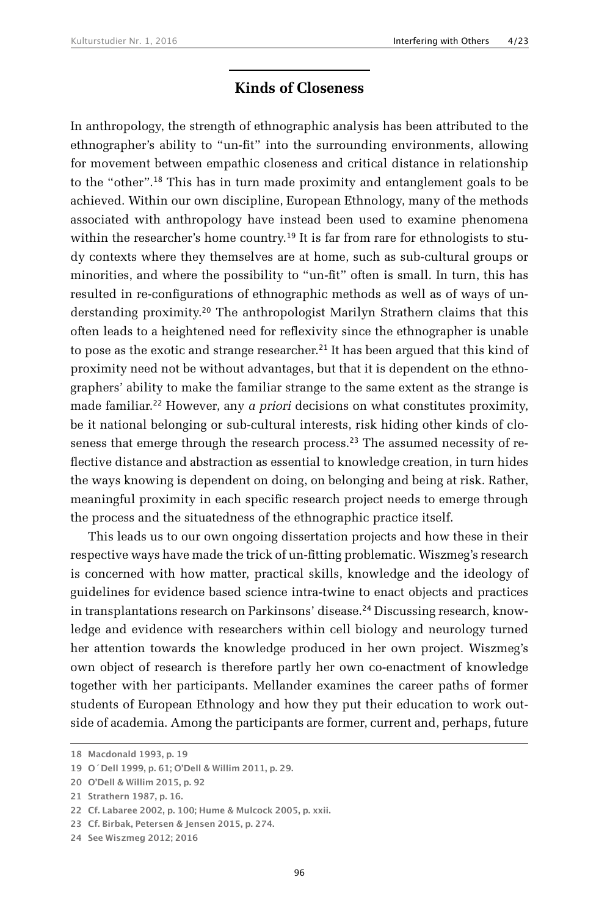## Kinds of Closeness

In anthropology, the strength of ethnographic analysis has been attributed to the ethnographer's ability to "un-fit" into the surrounding environments, allowing for movement between empathic closeness and critical distance in relationship to the "other".[18] This has in turn made proximity and entanglement goals to be achieved. Within our own discipline, European Ethnology, many of the methods associated with anthropology have instead been used to examine phenomena within the researcher's home country.[19] It is far from rare for ethnologists to study contexts where they themselves are at home, such as sub-cultural groups or minorities, and where the possibility to "un-fit" often is small. In turn, this has resulted in re-configurations of ethnographic methods as well as of ways of understanding proximity.[20] The anthropologist Marilyn Strathern claims that this often leads to a heightened need for reflexivity since the ethnographer is unable to pose as the exotic and strange researcher.[21] It has been argued that this kind of proximity need not be without advantages, but that it is dependent on the ethnographers' ability to make the familiar strange to the same extent as the strange is made familiar.[22] However, any *a priori* decisions on what constitutes proximity, be it national belonging or sub-cultural interests, risk hiding other kinds of closeness that emerge through the research process.[23] The assumed necessity of reflective distance and abstraction as essential to knowledge creation, in turn hides the ways knowing is dependent on doing, on belonging and being at risk. Rather, meaningful proximity in each specific research project needs to emerge through the process and the situatedness of the ethnographic practice itself.

This leads us to our own ongoing dissertation projects and how these in their respective ways have made the trick of un-fitting problematic. Wiszmeg's research is concerned with how matter, practical skills, knowledge and the ideology of guidelines for evidence based science intra-twine to enact objects and practices in transplantations research on Parkinsons' disease.[24] Discussing research, knowledge and evidence with researchers within cell biology and neurology turned her attention towards the knowledge produced in her own project. Wiszmeg's own object of research is therefore partly her own co-enactment of knowledge together with her participants. Mellander examines the career paths of former students of European Ethnology and how they put their education to work outside of academia. Among the participants are former, current and, perhaps, future

18 Macdonald 1993, p. 19

19 O´Dell 1999, p. 61; O'Dell & Willim 2011, p. 29.

20 O'Dell & Willim 2015, p. 92

21 Strathern 1987, p. 16.

22 Cf. Labaree 2002, p. 100; Hume & Mulcock 2005, p. xxii.

23 Cf. Birbak, Petersen & Jensen 2015, p. 274.

24 See Wiszmeg 2012; 2016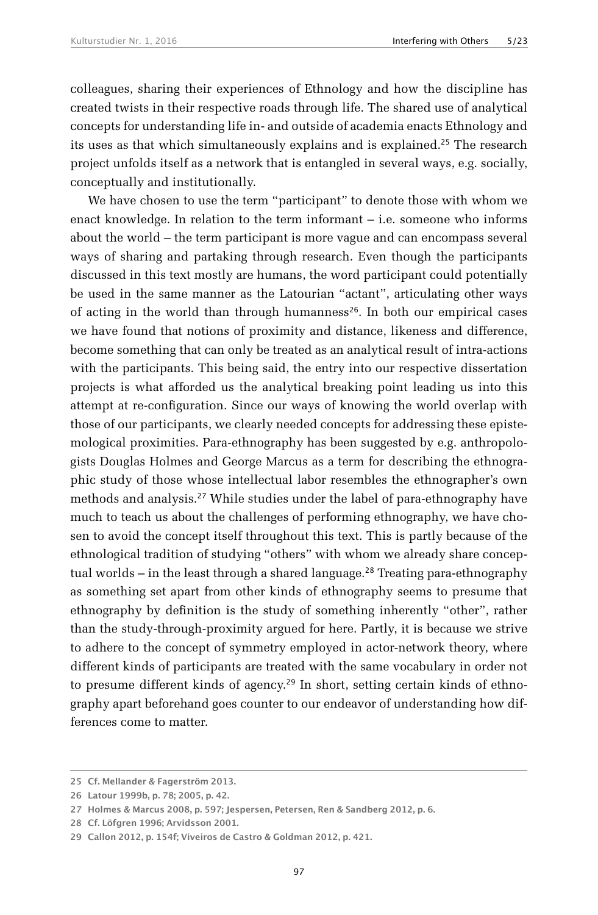colleagues, sharing their experiences of Ethnology and how the discipline has created twists in their respective roads through life. The shared use of analytical concepts for understanding life in- and outside of academia enacts Ethnology and its uses as that which simultaneously explains and is explained.[25] The research project unfolds itself as a network that is entangled in several ways, e.g. socially, conceptually and institutionally.

We have chosen to use the term "participant" to denote those with whom we enact knowledge. In relation to the term informant – i.e. someone who informs about the world – the term participant is more vague and can encompass several ways of sharing and partaking through research. Even though the participants discussed in this text mostly are humans, the word participant could potentially be used in the same manner as the Latourian "actant", articulating other ways of acting in the world than through humanness[26]. In both our empirical cases we have found that notions of proximity and distance, likeness and difference, become something that can only be treated as an analytical result of intra-actions with the participants. This being said, the entry into our respective dissertation projects is what afforded us the analytical breaking point leading us into this attempt at re-configuration. Since our ways of knowing the world overlap with those of our participants, we clearly needed concepts for addressing these epistemological proximities. Para-ethnography has been suggested by e.g. anthropologists Douglas Holmes and George Marcus as a term for describing the ethnographic study of those whose intellectual labor resembles the ethnographer's own methods and analysis.[27] While studies under the label of para-ethnography have much to teach us about the challenges of performing ethnography, we have chosen to avoid the concept itself throughout this text. This is partly because of the ethnological tradition of studying "others" with whom we already share conceptual worlds – in the least through a shared language.[28] Treating para-ethnography as something set apart from other kinds of ethnography seems to presume that ethnography by definition is the study of something inherently "other", rather than the study-through-proximity argued for here. Partly, it is because we strive to adhere to the concept of symmetry employed in actor-network theory, where different kinds of participants are treated with the same vocabulary in order not to presume different kinds of agency.[29] In short, setting certain kinds of ethnography apart beforehand goes counter to our endeavor of understanding how differences come to matter.

25 Cf. Mellander & Fagerström 2013.

26 Latour 1999b, p. 78; 2005, p. 42.

27 Holmes & Marcus 2008, p. 597; Jespersen, Petersen, Ren & Sandberg 2012, p. 6.

28 Cf. Löfgren 1996; Arvidsson 2001.

29 Callon 2012, p. 154f; Viveiros de Castro & Goldman 2012, p. 421.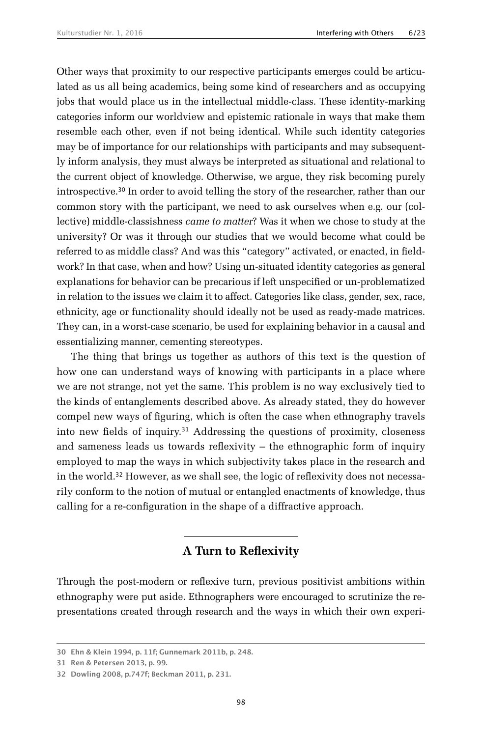Other ways that proximity to our respective participants emerges could be articulated as us all being academics, being some kind of researchers and as occupying jobs that would place us in the intellectual middle-class. These identity-marking categories inform our worldview and epistemic rationale in ways that make them resemble each other, even if not being identical. While such identity categories may be of importance for our relationships with participants and may subsequently inform analysis, they must always be interpreted as situational and relational to the current object of knowledge. Otherwise, we argue, they risk becoming purely introspective.[30] In order to avoid telling the story of the researcher, rather than our common story with the participant, we need to ask ourselves when e.g. our (collective) middle-classishness *came to matter*? Was it when we chose to study at the university? Or was it through our studies that we would become what could be referred to as middle class? And was this "category" activated, or enacted, in fieldwork? In that case, when and how? Using un-situated identity categories as general explanations for behavior can be precarious if left unspecified or un-problematized in relation to the issues we claim it to affect. Categories like class, gender, sex, race, ethnicity, age or functionality should ideally not be used as ready-made matrices. They can, in a worst-case scenario, be used for explaining behavior in a causal and essentializing manner, cementing stereotypes.

The thing that brings us together as authors of this text is the question of how one can understand ways of knowing with participants in a place where we are not strange, not yet the same. This problem is no way exclusively tied to the kinds of entanglements described above. As already stated, they do however compel new ways of figuring, which is often the case when ethnography travels into new fields of inquiry.[31] Addressing the questions of proximity, closeness and sameness leads us towards reflexivity – the ethnographic form of inquiry employed to map the ways in which subjectivity takes place in the research and in the world.[32] However, as we shall see, the logic of reflexivity does not necessarily conform to the notion of mutual or entangled enactments of knowledge, thus calling for a re-configuration in the shape of a diffractive approach.

## A Turn to Reflexivity

Through the post-modern or reflexive turn, previous positivist ambitions within ethnography were put aside. Ethnographers were encouraged to scrutinize the representations created through research and the ways in which their own experi-

---

30 Ehn & Klein 1994, p. 11f; Gunnemark 2011b, p. 248.

31 Ren & Petersen 2013, p. 99.

32 Dowling 2008, p.747f; Beckman 2011, p. 231.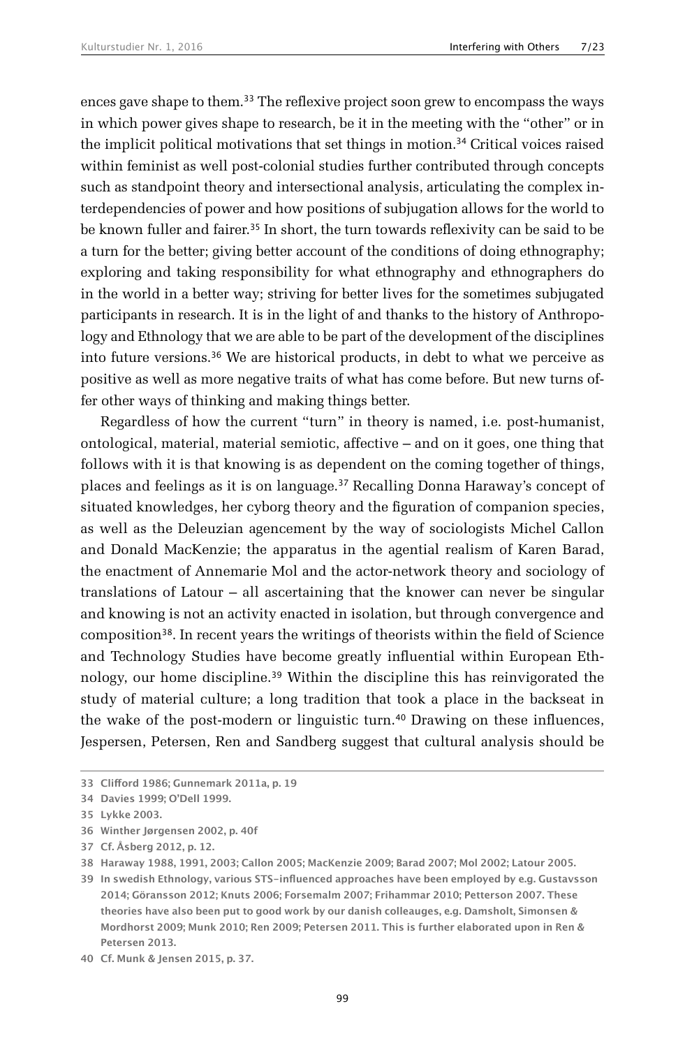ences gave shape to them.[33] The reflexive project soon grew to encompass the ways in which power gives shape to research, be it in the meeting with the "other" or in the implicit political motivations that set things in motion.[34] Critical voices raised within feminist as well post-colonial studies further contributed through concepts such as standpoint theory and intersectional analysis, articulating the complex interdependencies of power and how positions of subjugation allows for the world to be known fuller and fairer.[35] In short, the turn towards reflexivity can be said to be a turn for the better; giving better account of the conditions of doing ethnography; exploring and taking responsibility for what ethnography and ethnographers do in the world in a better way; striving for better lives for the sometimes subjugated participants in research. It is in the light of and thanks to the history of Anthropology and Ethnology that we are able to be part of the development of the disciplines into future versions.[36] We are historical products, in debt to what we perceive as positive as well as more negative traits of what has come before. But new turns offer other ways of thinking and making things better.

Regardless of how the current "turn" in theory is named, i.e. post-humanist, ontological, material, material semiotic, affective – and on it goes, one thing that follows with it is that knowing is as dependent on the coming together of things, places and feelings as it is on language.[37] Recalling Donna Haraway's concept of situated knowledges, her cyborg theory and the figuration of companion species, as well as the Deleuzian agencement by the way of sociologists Michel Callon and Donald MacKenzie; the apparatus in the agential realism of Karen Barad, the enactment of Annemarie Mol and the actor-network theory and sociology of translations of Latour – all ascertaining that the knower can never be singular and knowing is not an activity enacted in isolation, but through convergence and composition[38]. In recent years the writings of theorists within the field of Science and Technology Studies have become greatly influential within European Ethnology, our home discipline.[39] Within the discipline this has reinvigorated the study of material culture; a long tradition that took a place in the backseat in the wake of the post-modern or linguistic turn.[40] Drawing on these influences, Jespersen, Petersen, Ren and Sandberg suggest that cultural analysis should be

---

33 Clifford 1986; Gunnemark 2011a, p. 19

34 Davies 1999; O'Dell 1999.

35 Lykke 2003.

36 Winther Jørgensen 2002, p. 40f

37 Cf. Åsberg 2012, p. 12.

38 Haraway 1988, 1991, 2003; Callon 2005; MacKenzie 2009; Barad 2007; Mol 2002; Latour 2005.

39 In swedish Ethnology, various STS-influenced approaches have been employed by e.g. Gustavsson 2014; Göransson 2012; Knuts 2006; Forsemalm 2007; Frihammar 2010; Petterson 2007. These theories have also been put to good work by our danish colleauges, e.g. Damsholt, Simonsen & Mordhorst 2009; Munk 2010; Ren 2009; Petersen 2011. This is further elaborated upon in Ren & Petersen 2013.

40 Cf. Munk & Jensen 2015, p. 37.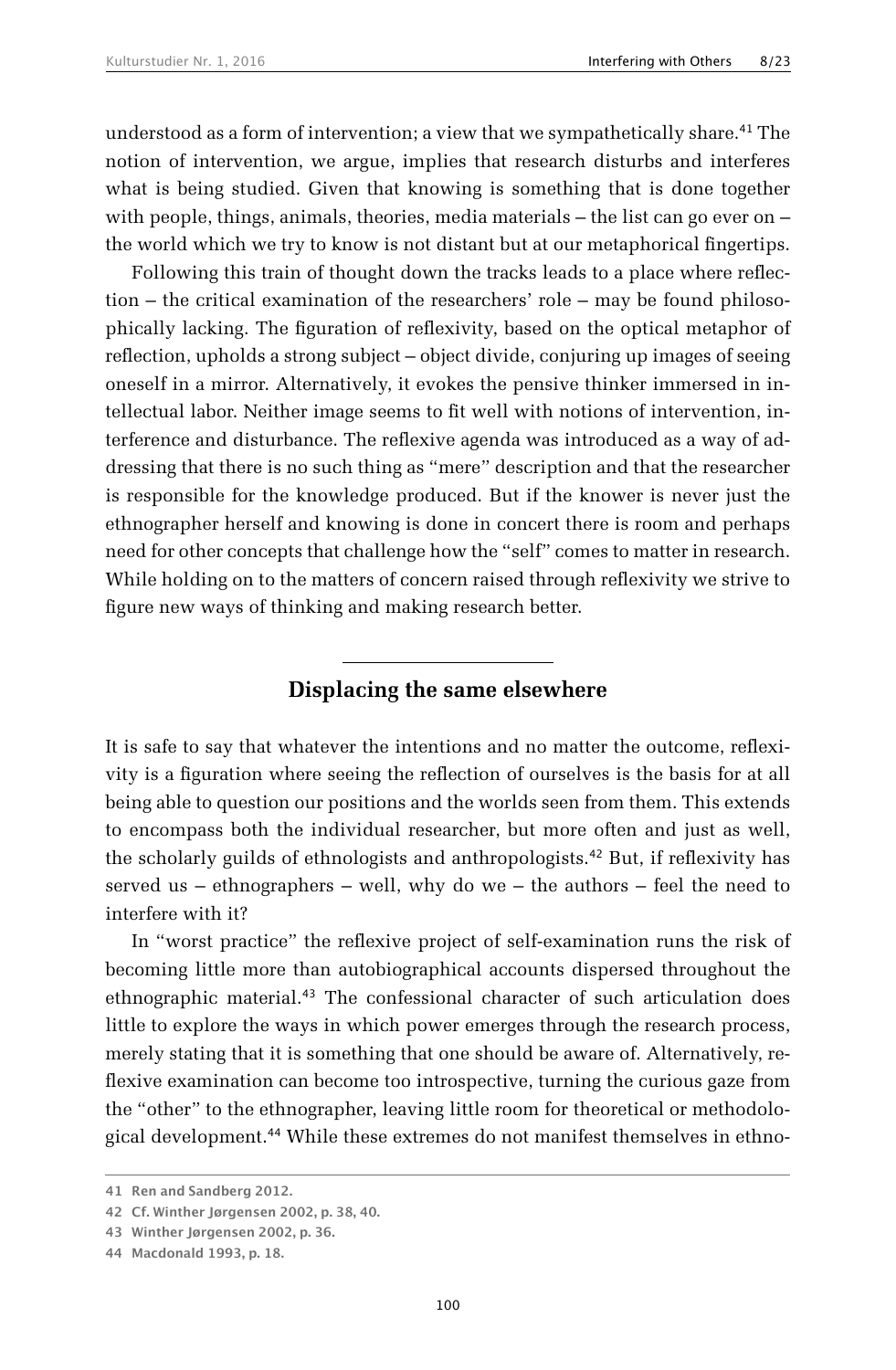understood as a form of intervention; a view that we sympathetically share.[41] The notion of intervention, we argue, implies that research disturbs and interferes what is being studied. Given that knowing is something that is done together with people, things, animals, theories, media materials – the list can go ever on – the world which we try to know is not distant but at our metaphorical fingertips.

Following this train of thought down the tracks leads to a place where reflection – the critical examination of the researchers' role – may be found philosophically lacking. The figuration of reflexivity, based on the optical metaphor of reflection, upholds a strong subject – object divide, conjuring up images of seeing oneself in a mirror. Alternatively, it evokes the pensive thinker immersed in intellectual labor. Neither image seems to fit well with notions of intervention, interference and disturbance. The reflexive agenda was introduced as a way of addressing that there is no such thing as "mere" description and that the researcher is responsible for the knowledge produced. But if the knower is never just the ethnographer herself and knowing is done in concert there is room and perhaps need for other concepts that challenge how the "self" comes to matter in research. While holding on to the matters of concern raised through reflexivity we strive to figure new ways of thinking and making research better.

## Displacing the same elsewhere

It is safe to say that whatever the intentions and no matter the outcome, reflexivity is a figuration where seeing the reflection of ourselves is the basis for at all being able to question our positions and the worlds seen from them. This extends to encompass both the individual researcher, but more often and just as well, the scholarly guilds of ethnologists and anthropologists.[42] But, if reflexivity has served us – ethnographers – well, why do we – the authors – feel the need to interfere with it?

In "worst practice" the reflexive project of self-examination runs the risk of becoming little more than autobiographical accounts dispersed throughout the ethnographic material.[43] The confessional character of such articulation does little to explore the ways in which power emerges through the research process, merely stating that it is something that one should be aware of. Alternatively, reflexive examination can become too introspective, turning the curious gaze from the "other" to the ethnographer, leaving little room for theoretical or methodological development.[44] While these extremes do not manifest themselves in ethno-

---

41 Ren and Sandberg 2012.

42 Cf. Winther Jørgensen 2002, p. 38, 40.

43 Winther Jørgensen 2002, p. 36.

44 Macdonald 1993, p. 18.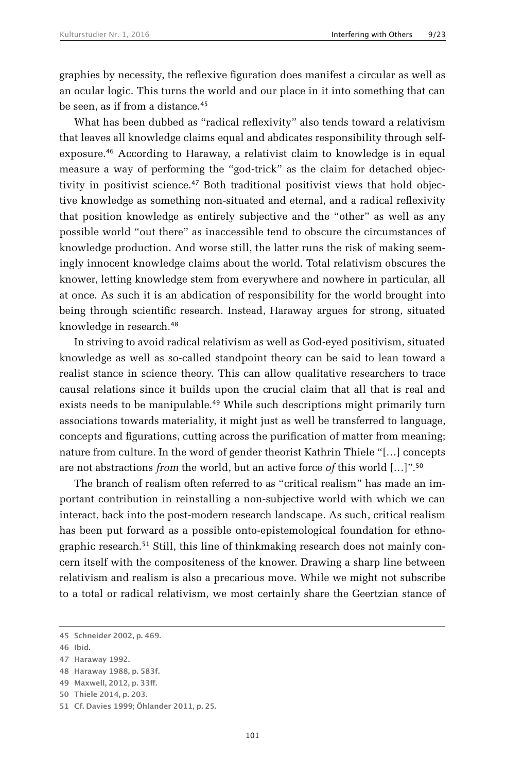graphies by necessity, the reflexive figuration does manifest a circular as well as an ocular logic. This turns the world and our place in it into something that can be seen, as if from a distance.[45]

What has been dubbed as "radical reflexivity" also tends toward a relativism that leaves all knowledge claims equal and abdicates responsibility through self-exposure.[46] According to Haraway, a relativist claim to knowledge is in equal measure a way of performing the "god-trick" as the claim for detached objectivity in positivist science.[47] Both traditional positivist views that hold objective knowledge as something non-situated and eternal, and a radical reflexivity that position knowledge as entirely subjective and the "other" as well as any possible world "out there" as inaccessible tend to obscure the circumstances of knowledge production. And worse still, the latter runs the risk of making seemingly innocent knowledge claims about the world. Total relativism obscures the knower, letting knowledge stem from everywhere and nowhere in particular, all at once. As such it is an abdication of responsibility for the world brought into being through scientific research. Instead, Haraway argues for strong, situated knowledge in research.[48]

In striving to avoid radical relativism as well as God-eyed positivism, situated knowledge as well as so-called standpoint theory can be said to lean toward a realist stance in science theory. This can allow qualitative researchers to trace causal relations since it builds upon the crucial claim that all that is real and exists needs to be manipulable.[49] While such descriptions might primarily turn associations towards materiality, it might just as well be transferred to language, concepts and figurations, cutting across the purification of matter from meaning; nature from culture. In the word of gender theorist Kathrin Thiele "[…] concepts are not abstractions *from* the world, but an active force *of* this world […]".[50]

The branch of realism often referred to as "critical realism" has made an important contribution in reinstalling a non-subjective world with which we can interact, back into the post-modern research landscape. As such, critical realism has been put forward as a possible onto-epistemological foundation for ethnographic research.[51] Still, this line of thinkmaking research does not mainly concern itself with the compositeness of the knower. Drawing a sharp line between relativism and realism is also a precarious move. While we might not subscribe to a total or radical relativism, we most certainly share the Geertzian stance of

---

45 Schneider 2002, p. 469.

46 Ibid.

47 Haraway 1992.

48 Haraway 1988, p. 583f.

49 Maxwell, 2012, p. 33ff.

50 Thiele 2014, p. 203.

51 Cf. Davies 1999; Öhlander 2011, p. 25.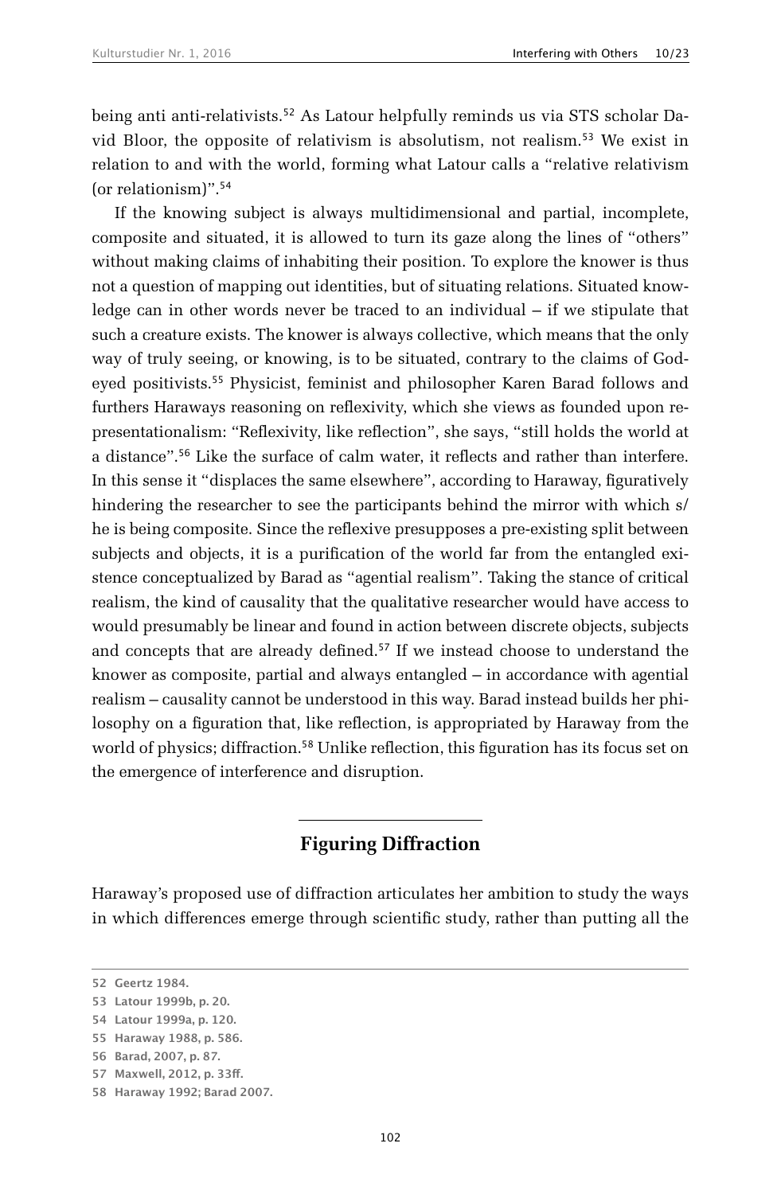being anti anti-relativists.[52] As Latour helpfully reminds us via STS scholar David Bloor, the opposite of relativism is absolutism, not realism.[53] We exist in relation to and with the world, forming what Latour calls a "relative relativism (or relationism)".[54]

If the knowing subject is always multidimensional and partial, incomplete, composite and situated, it is allowed to turn its gaze along the lines of "others" without making claims of inhabiting their position. To explore the knower is thus not a question of mapping out identities, but of situating relations. Situated knowledge can in other words never be traced to an individual – if we stipulate that such a creature exists. The knower is always collective, which means that the only way of truly seeing, or knowing, is to be situated, contrary to the claims of God-eyed positivists.[55] Physicist, feminist and philosopher Karen Barad follows and furthers Haraways reasoning on reflexivity, which she views as founded upon representationalism: "Reflexivity, like reflection", she says, "still holds the world at a distance".[56] Like the surface of calm water, it reflects and rather than interfere. In this sense it "displaces the same elsewhere", according to Haraway, figuratively hindering the researcher to see the participants behind the mirror with which s/he is being composite. Since the reflexive presupposes a pre-existing split between subjects and objects, it is a purification of the world far from the entangled existence conceptualized by Barad as "agential realism". Taking the stance of critical realism, the kind of causality that the qualitative researcher would have access to would presumably be linear and found in action between discrete objects, subjects and concepts that are already defined.[57] If we instead choose to understand the knower as composite, partial and always entangled – in accordance with agential realism – causality cannot be understood in this way. Barad instead builds her philosophy on a figuration that, like reflection, is appropriated by Haraway from the world of physics; diffraction.[58] Unlike reflection, this figuration has its focus set on the emergence of interference and disruption.

## Figuring Diffraction

Haraway's proposed use of diffraction articulates her ambition to study the ways in which differences emerge through scientific study, rather than putting all the

52 Geertz 1984.

53 Latour 1999b, p. 20.

54 Latour 1999a, p. 120.

55 Haraway 1988, p. 586.

56 Barad, 2007, p. 87.

57 Maxwell, 2012, p. 33ff.

58 Haraway 1992; Barad 2007.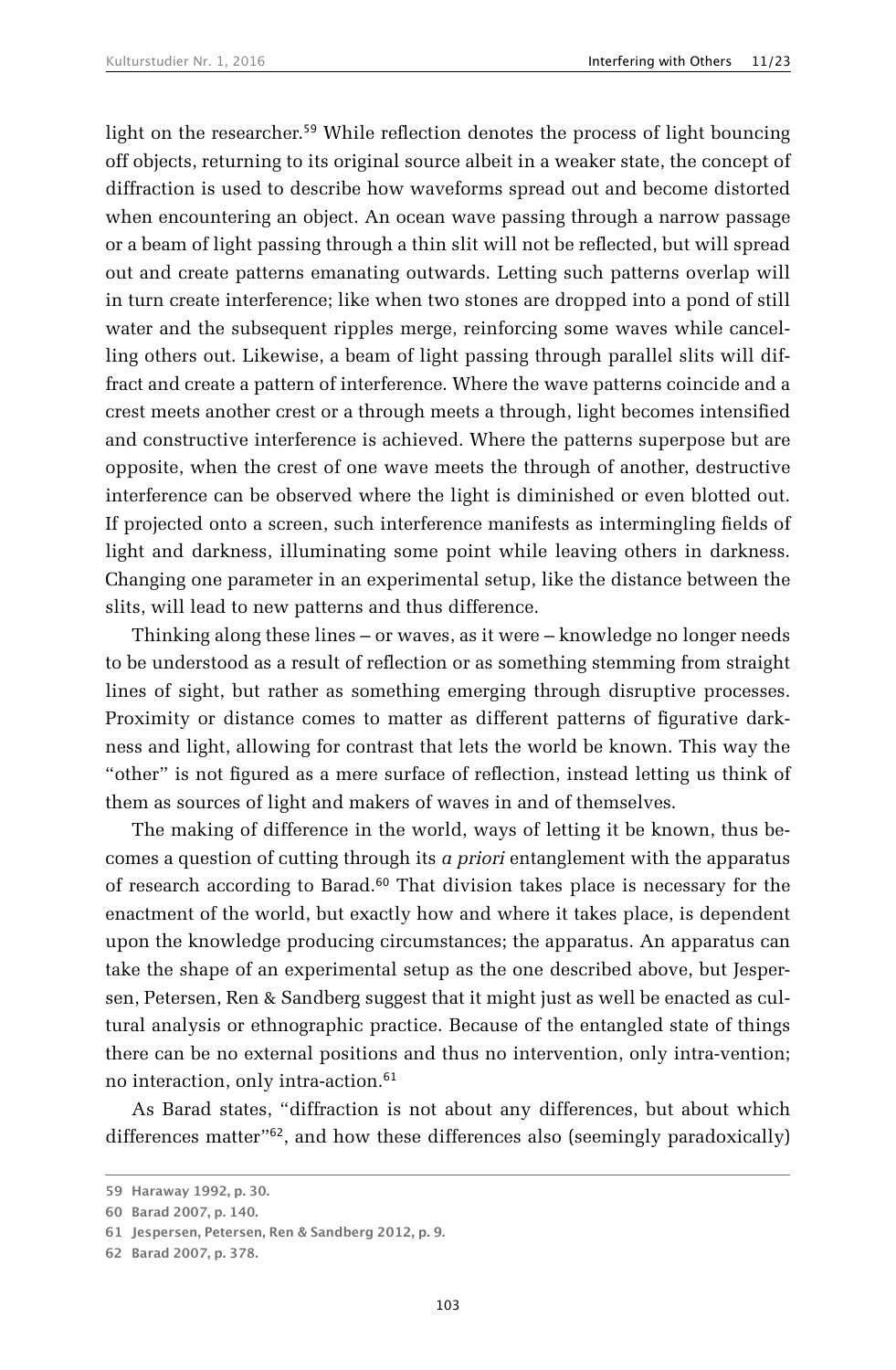light on the researcher.[59] While reflection denotes the process of light bouncing off objects, returning to its original source albeit in a weaker state, the concept of diffraction is used to describe how waveforms spread out and become distorted when encountering an object. An ocean wave passing through a narrow passage or a beam of light passing through a thin slit will not be reflected, but will spread out and create patterns emanating outwards. Letting such patterns overlap will in turn create interference; like when two stones are dropped into a pond of still water and the subsequent ripples merge, reinforcing some waves while cancelling others out. Likewise, a beam of light passing through parallel slits will diffract and create a pattern of interference. Where the wave patterns coincide and a crest meets another crest or a through meets a through, light becomes intensified and constructive interference is achieved. Where the patterns superpose but are opposite, when the crest of one wave meets the through of another, destructive interference can be observed where the light is diminished or even blotted out. If projected onto a screen, such interference manifests as intermingling fields of light and darkness, illuminating some point while leaving others in darkness. Changing one parameter in an experimental setup, like the distance between the slits, will lead to new patterns and thus difference.

Thinking along these lines – or waves, as it were – knowledge no longer needs to be understood as a result of reflection or as something stemming from straight lines of sight, but rather as something emerging through disruptive processes. Proximity or distance comes to matter as different patterns of figurative darkness and light, allowing for contrast that lets the world be known. This way the "other" is not figured as a mere surface of reflection, instead letting us think of them as sources of light and makers of waves in and of themselves.

The making of difference in the world, ways of letting it be known, thus becomes a question of cutting through its *a priori* entanglement with the apparatus of research according to Barad.[60] That division takes place is necessary for the enactment of the world, but exactly how and where it takes place, is dependent upon the knowledge producing circumstances; the apparatus. An apparatus can take the shape of an experimental setup as the one described above, but Jespersen, Petersen, Ren & Sandberg suggest that it might just as well be enacted as cultural analysis or ethnographic practice. Because of the entangled state of things there can be no external positions and thus no intervention, only intra-vention; no interaction, only intra-action.[61]

As Barad states, "diffraction is not about any differences, but about which differences matter"[62], and how these differences also (seemingly paradoxically)

---

59 Haraway 1992, p. 30.

60 Barad 2007, p. 140.

61 Jespersen, Petersen, Ren & Sandberg 2012, p. 9.

62 Barad 2007, p. 378.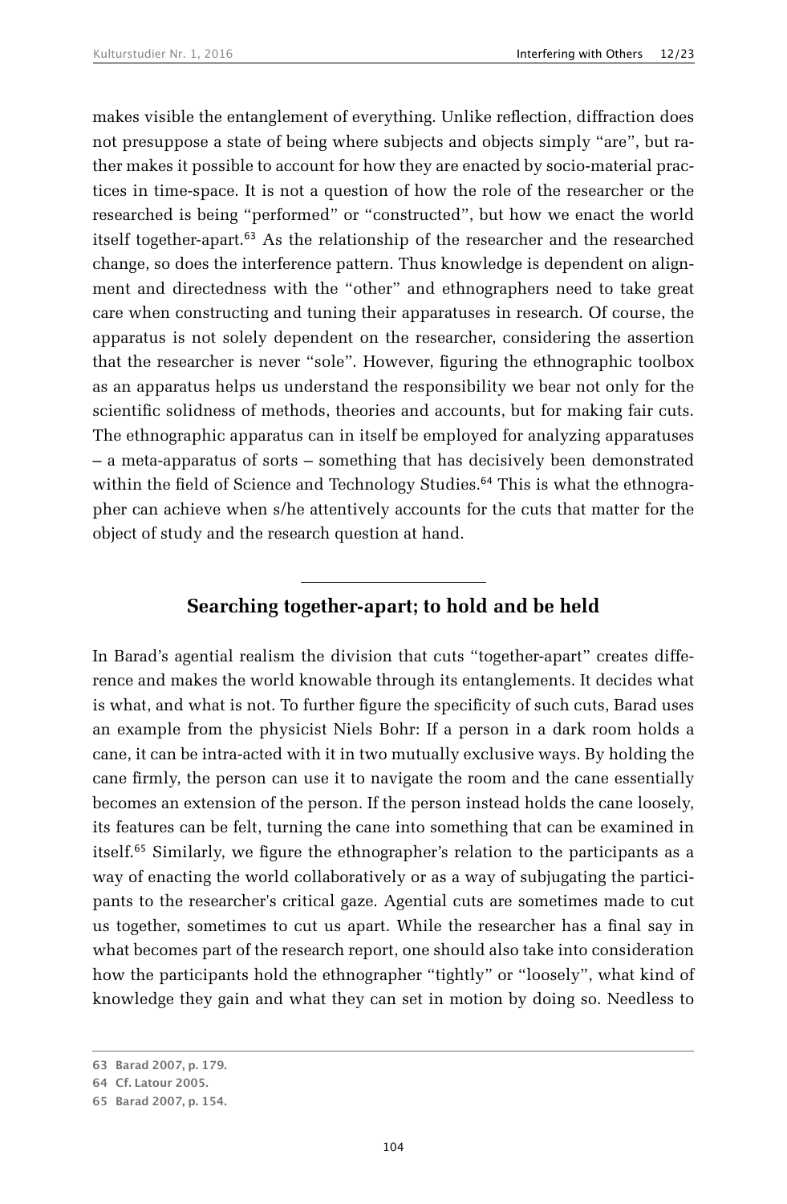makes visible the entanglement of everything. Unlike reflection, diffraction does not presuppose a state of being where subjects and objects simply "are", but rather makes it possible to account for how they are enacted by socio-material practices in time-space. It is not a question of how the role of the researcher or the researched is being "performed" or "constructed", but how we enact the world itself together-apart.[63] As the relationship of the researcher and the researched change, so does the interference pattern. Thus knowledge is dependent on alignment and directedness with the "other" and ethnographers need to take great care when constructing and tuning their apparatuses in research. Of course, the apparatus is not solely dependent on the researcher, considering the assertion that the researcher is never "sole". However, figuring the ethnographic toolbox as an apparatus helps us understand the responsibility we bear not only for the scientific solidness of methods, theories and accounts, but for making fair cuts. The ethnographic apparatus can in itself be employed for analyzing apparatuses – a meta-apparatus of sorts – something that has decisively been demonstrated within the field of Science and Technology Studies.[64] This is what the ethnographer can achieve when s/he attentively accounts for the cuts that matter for the object of study and the research question at hand.

## Searching together-apart; to hold and be held

In Barad's agential realism the division that cuts "together-apart" creates difference and makes the world knowable through its entanglements. It decides what is what, and what is not. To further figure the specificity of such cuts, Barad uses an example from the physicist Niels Bohr: If a person in a dark room holds a cane, it can be intra-acted with it in two mutually exclusive ways. By holding the cane firmly, the person can use it to navigate the room and the cane essentially becomes an extension of the person. If the person instead holds the cane loosely, its features can be felt, turning the cane into something that can be examined in itself.[65] Similarly, we figure the ethnographer's relation to the participants as a way of enacting the world collaboratively or as a way of subjugating the participants to the researcher's critical gaze. Agential cuts are sometimes made to cut us together, sometimes to cut us apart. While the researcher has a final say in what becomes part of the research report, one should also take into consideration how the participants hold the ethnographer "tightly" or "loosely", what kind of knowledge they gain and what they can set in motion by doing so. Needless to

---

63 Barad 2007, p. 179.

64 Cf. Latour 2005.

65 Barad 2007, p. 154.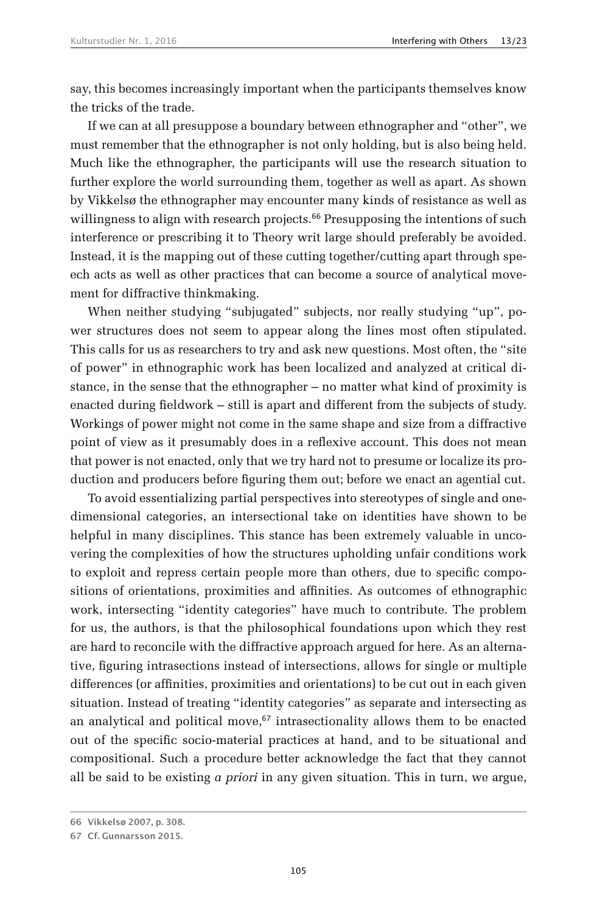say, this becomes increasingly important when the participants themselves know the tricks of the trade.

If we can at all presuppose a boundary between ethnographer and "other", we must remember that the ethnographer is not only holding, but is also being held. Much like the ethnographer, the participants will use the research situation to further explore the world surrounding them, together as well as apart. As shown by Vikkelsø the ethnographer may encounter many kinds of resistance as well as willingness to align with research projects.[66] Presupposing the intentions of such interference or prescribing it to Theory writ large should preferably be avoided. Instead, it is the mapping out of these cutting together/cutting apart through speech acts as well as other practices that can become a source of analytical movement for diffractive thinkmaking.

When neither studying "subjugated" subjects, nor really studying "up", power structures does not seem to appear along the lines most often stipulated. This calls for us as researchers to try and ask new questions. Most often, the "site of power" in ethnographic work has been localized and analyzed at critical distance, in the sense that the ethnographer – no matter what kind of proximity is enacted during fieldwork – still is apart and different from the subjects of study. Workings of power might not come in the same shape and size from a diffractive point of view as it presumably does in a reflexive account. This does not mean that power is not enacted, only that we try hard not to presume or localize its production and producers before figuring them out; before we enact an agential cut.

To avoid essentializing partial perspectives into stereotypes of single and one-dimensional categories, an intersectional take on identities have shown to be helpful in many disciplines. This stance has been extremely valuable in uncovering the complexities of how the structures upholding unfair conditions work to exploit and repress certain people more than others, due to specific compositions of orientations, proximities and affinities. As outcomes of ethnographic work, intersecting "identity categories" have much to contribute. The problem for us, the authors, is that the philosophical foundations upon which they rest are hard to reconcile with the diffractive approach argued for here. As an alternative, figuring intrasections instead of intersections, allows for single or multiple differences (or affinities, proximities and orientations) to be cut out in each given situation. Instead of treating "identity categories" as separate and intersecting as an analytical and political move,[67] intrasectionality allows them to be enacted out of the specific socio-material practices at hand, and to be situational and compositional. Such a procedure better acknowledge the fact that they cannot all be said to be existing *a priori* in any given situation. This in turn, we argue,

---

66 Vikkelsø 2007, p. 308.

67 Cf. Gunnarsson 2015.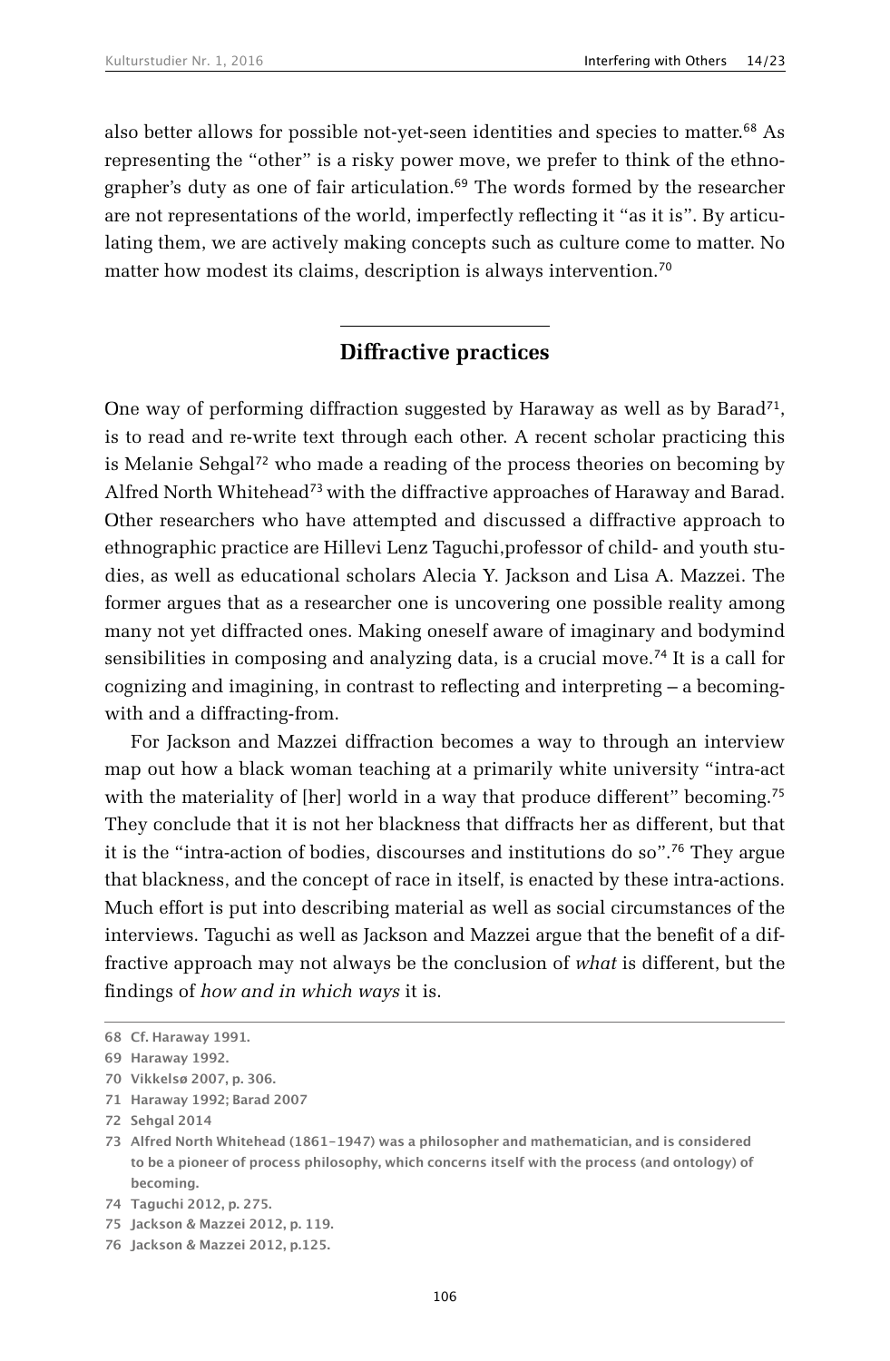also better allows for possible not-yet-seen identities and species to matter.[68] As representing the "other" is a risky power move, we prefer to think of the ethnographer's duty as one of fair articulation.[69] The words formed by the researcher are not representations of the world, imperfectly reflecting it "as it is". By articulating them, we are actively making concepts such as culture come to matter. No matter how modest its claims, description is always intervention.[70]

## Diffractive practices

One way of performing diffraction suggested by Haraway as well as by Barad[71], is to read and re-write text through each other. A recent scholar practicing this is Melanie Sehgal[72] who made a reading of the process theories on becoming by Alfred North Whitehead[73] with the diffractive approaches of Haraway and Barad. Other researchers who have attempted and discussed a diffractive approach to ethnographic practice are Hillevi Lenz Taguchi,professor of child- and youth studies, as well as educational scholars Alecia Y. Jackson and Lisa A. Mazzei. The former argues that as a researcher one is uncovering one possible reality among many not yet diffracted ones. Making oneself aware of imaginary and bodymind sensibilities in composing and analyzing data, is a crucial move.[74] It is a call for cognizing and imagining, in contrast to reflecting and interpreting – a becoming-with and a diffracting-from.

For Jackson and Mazzei diffraction becomes a way to through an interview map out how a black woman teaching at a primarily white university "intra-act with the materiality of [her] world in a way that produce different" becoming.[75] They conclude that it is not her blackness that diffracts her as different, but that it is the "intra-action of bodies, discourses and institutions do so".[76] They argue that blackness, and the concept of race in itself, is enacted by these intra-actions. Much effort is put into describing material as well as social circumstances of the interviews. Taguchi as well as Jackson and Mazzei argue that the benefit of a diffractive approach may not always be the conclusion of *what* is different, but the findings of *how and in which ways* it is.

68 Cf. Haraway 1991.

69 Haraway 1992.

70 Vikkelsø 2007, p. 306.

71 Haraway 1992; Barad 2007

72 Sehgal 2014

73 Alfred North Whitehead (1861–1947) was a philosopher and mathematician, and is considered to be a pioneer of process philosophy, which concerns itself with the process (and ontology) of becoming.

74 Taguchi 2012, p. 275.

75 Jackson & Mazzei 2012, p. 119.

76 Jackson & Mazzei 2012, p.125.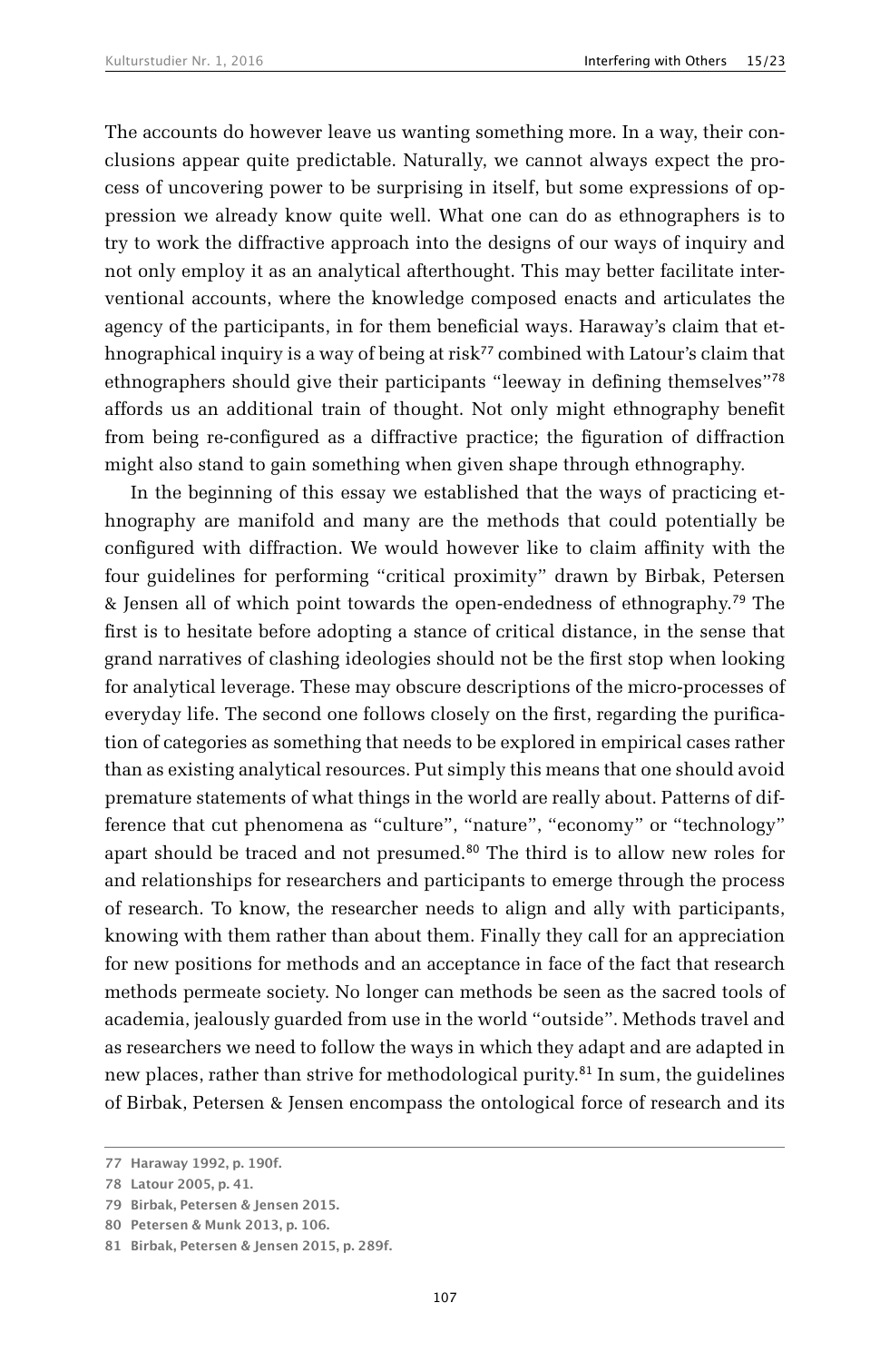The accounts do however leave us wanting something more. In a way, their conclusions appear quite predictable. Naturally, we cannot always expect the process of uncovering power to be surprising in itself, but some expressions of oppression we already know quite well. What one can do as ethnographers is to try to work the diffractive approach into the designs of our ways of inquiry and not only employ it as an analytical afterthought. This may better facilitate interventional accounts, where the knowledge composed enacts and articulates the agency of the participants, in for them beneficial ways. Haraway's claim that ethnographical inquiry is a way of being at risk[77] combined with Latour's claim that ethnographers should give their participants "leeway in defining themselves"[78] affords us an additional train of thought. Not only might ethnography benefit from being re-configured as a diffractive practice; the figuration of diffraction might also stand to gain something when given shape through ethnography.

In the beginning of this essay we established that the ways of practicing ethnography are manifold and many are the methods that could potentially be configured with diffraction. We would however like to claim affinity with the four guidelines for performing "critical proximity" drawn by Birbak, Petersen & Jensen all of which point towards the open-endedness of ethnography.[79] The first is to hesitate before adopting a stance of critical distance, in the sense that grand narratives of clashing ideologies should not be the first stop when looking for analytical leverage. These may obscure descriptions of the micro-processes of everyday life. The second one follows closely on the first, regarding the purification of categories as something that needs to be explored in empirical cases rather than as existing analytical resources. Put simply this means that one should avoid premature statements of what things in the world are really about. Patterns of difference that cut phenomena as "culture", "nature", "economy" or "technology" apart should be traced and not presumed.[80] The third is to allow new roles for and relationships for researchers and participants to emerge through the process of research. To know, the researcher needs to align and ally with participants, knowing with them rather than about them. Finally they call for an appreciation for new positions for methods and an acceptance in face of the fact that research methods permeate society. No longer can methods be seen as the sacred tools of academia, jealously guarded from use in the world "outside". Methods travel and as researchers we need to follow the ways in which they adapt and are adapted in new places, rather than strive for methodological purity.[81] In sum, the guidelines of Birbak, Petersen & Jensen encompass the ontological force of research and its

---

77 Haraway 1992, p. 190f.

78 Latour 2005, p. 41.

79 Birbak, Petersen & Jensen 2015.

80 Petersen & Munk 2013, p. 106.

81 Birbak, Petersen & Jensen 2015, p. 289f.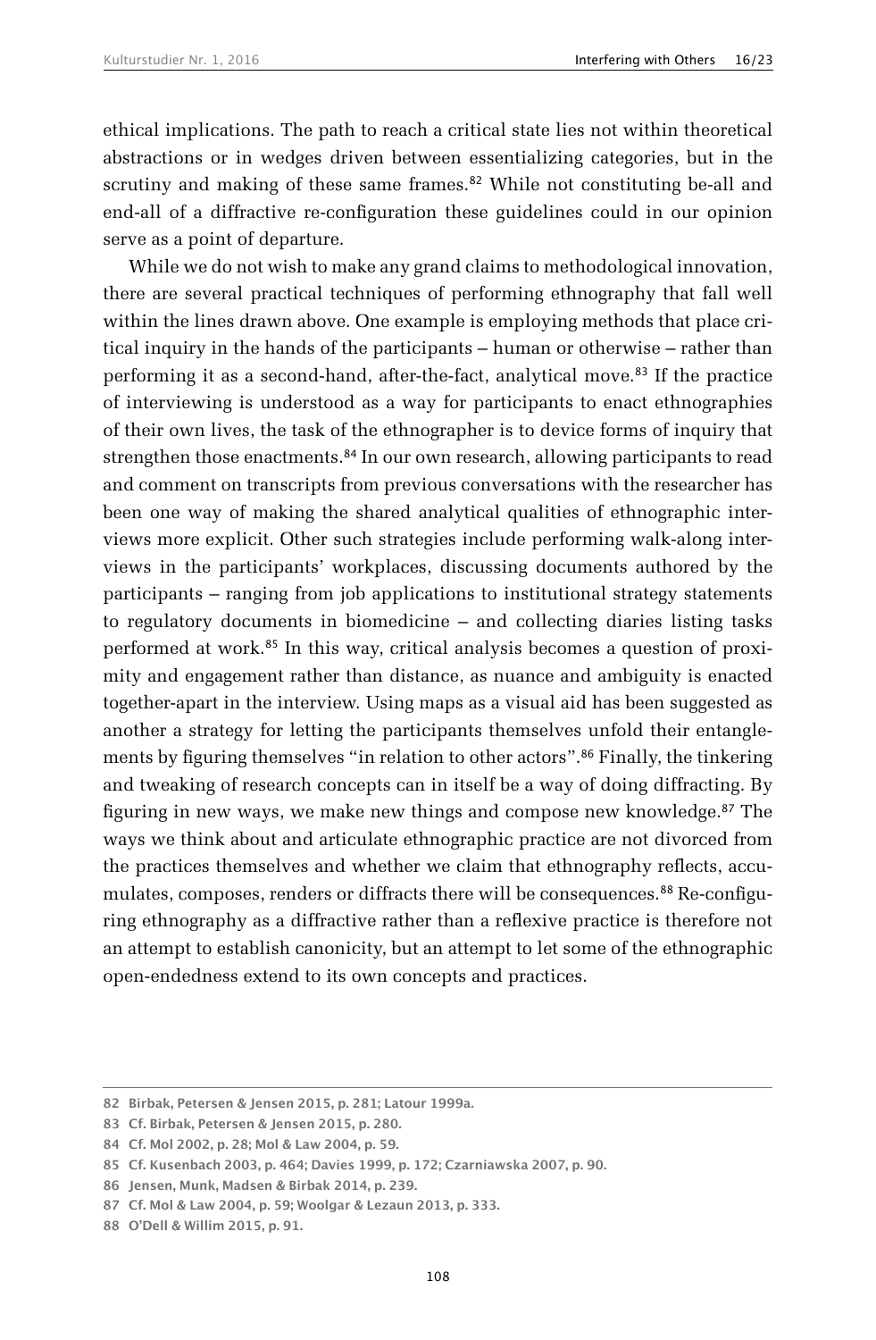ethical implications. The path to reach a critical state lies not within theoretical abstractions or in wedges driven between essentializing categories, but in the scrutiny and making of these same frames.[82] While not constituting be-all and end-all of a diffractive re-configuration these guidelines could in our opinion serve as a point of departure.

While we do not wish to make any grand claims to methodological innovation, there are several practical techniques of performing ethnography that fall well within the lines drawn above. One example is employing methods that place critical inquiry in the hands of the participants – human or otherwise – rather than performing it as a second-hand, after-the-fact, analytical move.[83] If the practice of interviewing is understood as a way for participants to enact ethnographies of their own lives, the task of the ethnographer is to device forms of inquiry that strengthen those enactments.[84] In our own research, allowing participants to read and comment on transcripts from previous conversations with the researcher has been one way of making the shared analytical qualities of ethnographic interviews more explicit. Other such strategies include performing walk-along interviews in the participants' workplaces, discussing documents authored by the participants – ranging from job applications to institutional strategy statements to regulatory documents in biomedicine – and collecting diaries listing tasks performed at work.[85] In this way, critical analysis becomes a question of proximity and engagement rather than distance, as nuance and ambiguity is enacted together-apart in the interview. Using maps as a visual aid has been suggested as another a strategy for letting the participants themselves unfold their entanglements by figuring themselves "in relation to other actors".[86] Finally, the tinkering and tweaking of research concepts can in itself be a way of doing diffracting. By figuring in new ways, we make new things and compose new knowledge.[87] The ways we think about and articulate ethnographic practice are not divorced from the practices themselves and whether we claim that ethnography reflects, accumulates, composes, renders or diffracts there will be consequences.[88] Re-configuring ethnography as a diffractive rather than a reflexive practice is therefore not an attempt to establish canonicity, but an attempt to let some of the ethnographic open-endedness extend to its own concepts and practices.

---

82 Birbak, Petersen & Jensen 2015, p. 281; Latour 1999a.

83 Cf. Birbak, Petersen & Jensen 2015, p. 280.

84 Cf. Mol 2002, p. 28; Mol & Law 2004, p. 59.

85 Cf. Kusenbach 2003, p. 464; Davies 1999, p. 172; Czarniawska 2007, p. 90.

86 Jensen, Munk, Madsen & Birbak 2014, p. 239.

87 Cf. Mol & Law 2004, p. 59; Woolgar & Lezaun 2013, p. 333.

88 O'Dell & Willim 2015, p. 91.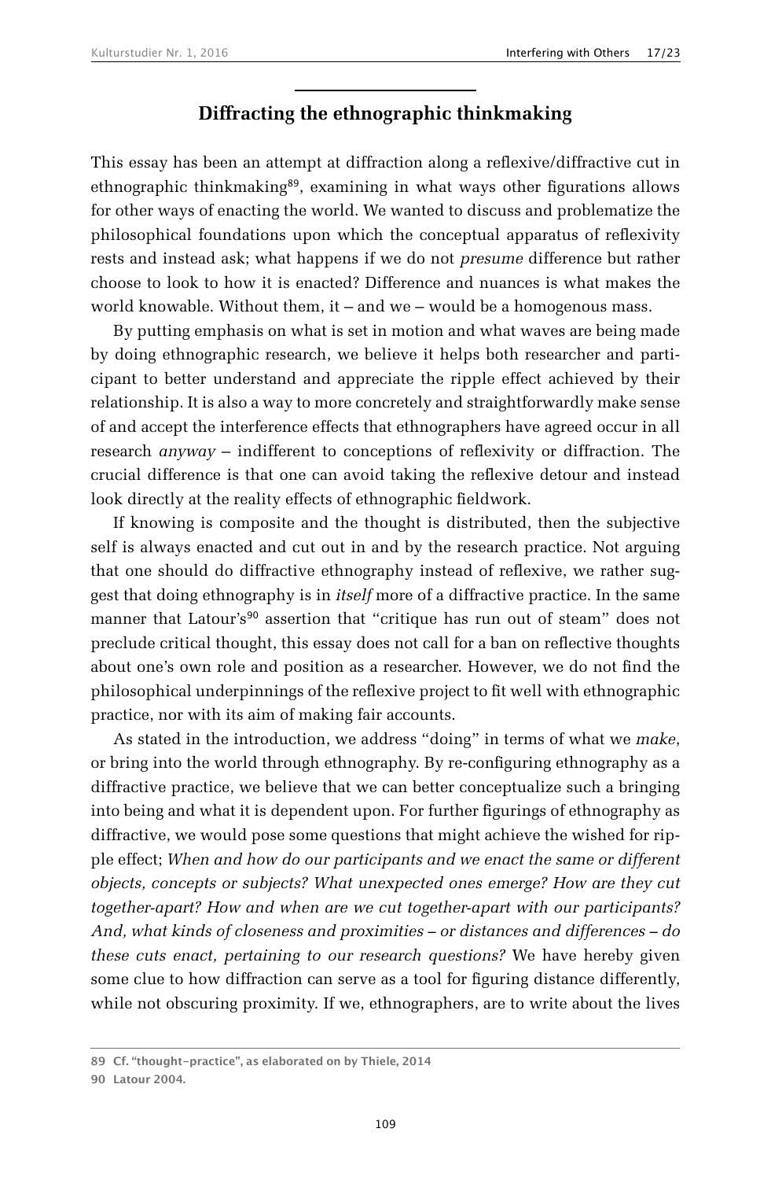## Diffracting the ethnographic thinkmaking

This essay has been an attempt at diffraction along a reflexive/diffractive cut in ethnographic thinkmaking[89], examining in what ways other figurations allows for other ways of enacting the world. We wanted to discuss and problematize the philosophical foundations upon which the conceptual apparatus of reflexivity rests and instead ask; what happens if we do not *presume* difference but rather choose to look to how it is enacted? Difference and nuances is what makes the world knowable. Without them, it – and we – would be a homogenous mass.

By putting emphasis on what is set in motion and what waves are being made by doing ethnographic research, we believe it helps both researcher and participant to better understand and appreciate the ripple effect achieved by their relationship. It is also a way to more concretely and straightforwardly make sense of and accept the interference effects that ethnographers have agreed occur in all research *anyway* – indifferent to conceptions of reflexivity or diffraction. The crucial difference is that one can avoid taking the reflexive detour and instead look directly at the reality effects of ethnographic fieldwork.

If knowing is composite and the thought is distributed, then the subjective self is always enacted and cut out in and by the research practice. Not arguing that one should do diffractive ethnography instead of reflexive, we rather suggest that doing ethnography is in *itself* more of a diffractive practice. In the same manner that Latour's[90] assertion that "critique has run out of steam" does not preclude critical thought, this essay does not call for a ban on reflective thoughts about one's own role and position as a researcher. However, we do not find the philosophical underpinnings of the reflexive project to fit well with ethnographic practice, nor with its aim of making fair accounts.

As stated in the introduction, we address "doing" in terms of what we *make*, or bring into the world through ethnography. By re-configuring ethnography as a diffractive practice, we believe that we can better conceptualize such a bringing into being and what it is dependent upon. For further figurings of ethnography as diffractive, we would pose some questions that might achieve the wished for ripple effect; *When and how do our participants and we enact the same or different objects, concepts or subjects? What unexpected ones emerge? How are they cut together-apart? How and when are we cut together-apart with our participants? And, what kinds of closeness and proximities – or distances and differences – do these cuts enact, pertaining to our research questions?* We have hereby given some clue to how diffraction can serve as a tool for figuring distance differently, while not obscuring proximity. If we, ethnographers, are to write about the lives

89 Cf. "thought-practice", as elaborated on by Thiele, 2014

90 Latour 2004.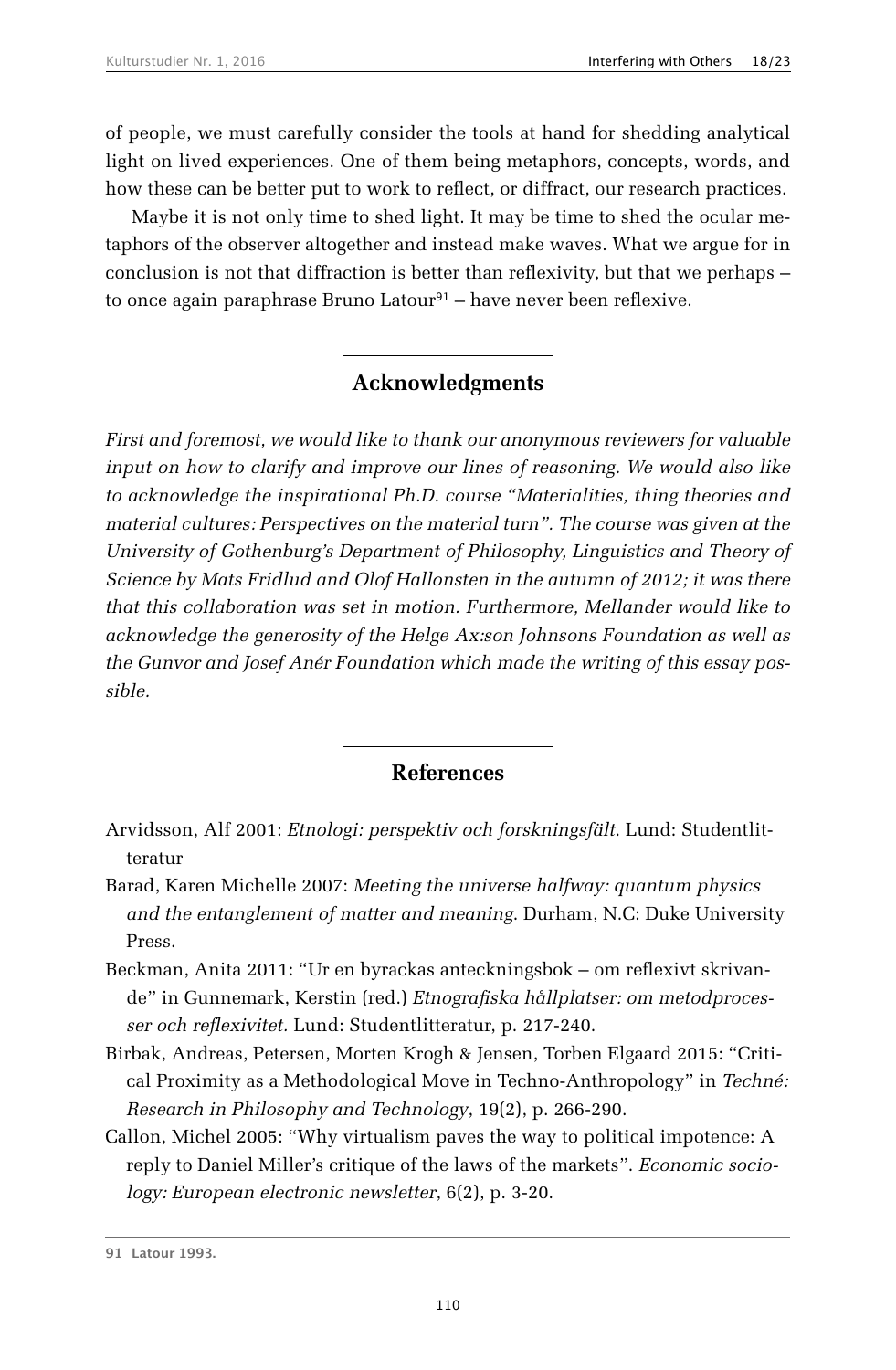of people, we must carefully consider the tools at hand for shedding analytical light on lived experiences. One of them being metaphors, concepts, words, and how these can be better put to work to reflect, or diffract, our research practices.

Maybe it is not only time to shed light. It may be time to shed the ocular metaphors of the observer altogether and instead make waves. What we argue for in conclusion is not that diffraction is better than reflexivity, but that we perhaps – to once again paraphrase Bruno Latour[91] – have never been reflexive.

## Acknowledgments

*First and foremost, we would like to thank our anonymous reviewers for valuable input on how to clarify and improve our lines of reasoning. We would also like to acknowledge the inspirational Ph.D. course "Materialities, thing theories and material cultures: Perspectives on the material turn". The course was given at the University of Gothenburg's Department of Philosophy, Linguistics and Theory of Science by Mats Fridlud and Olof Hallonsten in the autumn of 2012; it was there that this collaboration was set in motion. Furthermore, Mellander would like to acknowledge the generosity of the Helge Ax:son Johnsons Foundation as well as the Gunvor and Josef Anér Foundation which made the writing of this essay possible.*

## References

Arvidsson, Alf 2001: *Etnologi: perspektiv och forskningsfält*. Lund: Studentlitteratur

Barad, Karen Michelle 2007: *Meeting the universe halfway: quantum physics and the entanglement of matter and meaning*. Durham, N.C: Duke University Press.

Beckman, Anita 2011: "Ur en byrackas anteckningsbok – om reflexivt skrivande" in Gunnemark, Kerstin (red.) *Etnografiska hållplatser: om metodprocesser och reflexivitet.* Lund: Studentlitteratur, p. 217-240.

Birbak, Andreas, Petersen, Morten Krogh & Jensen, Torben Elgaard 2015: "Critical Proximity as a Methodological Move in Techno-Anthropology" in *Techné: Research in Philosophy and Technology*, 19(2), p. 266-290.

Callon, Michel 2005: "Why virtualism paves the way to political impotence: A reply to Daniel Miller's critique of the laws of the markets". *Economic sociology: European electronic newsletter*, 6(2), p. 3-20.

91 Latour 1993.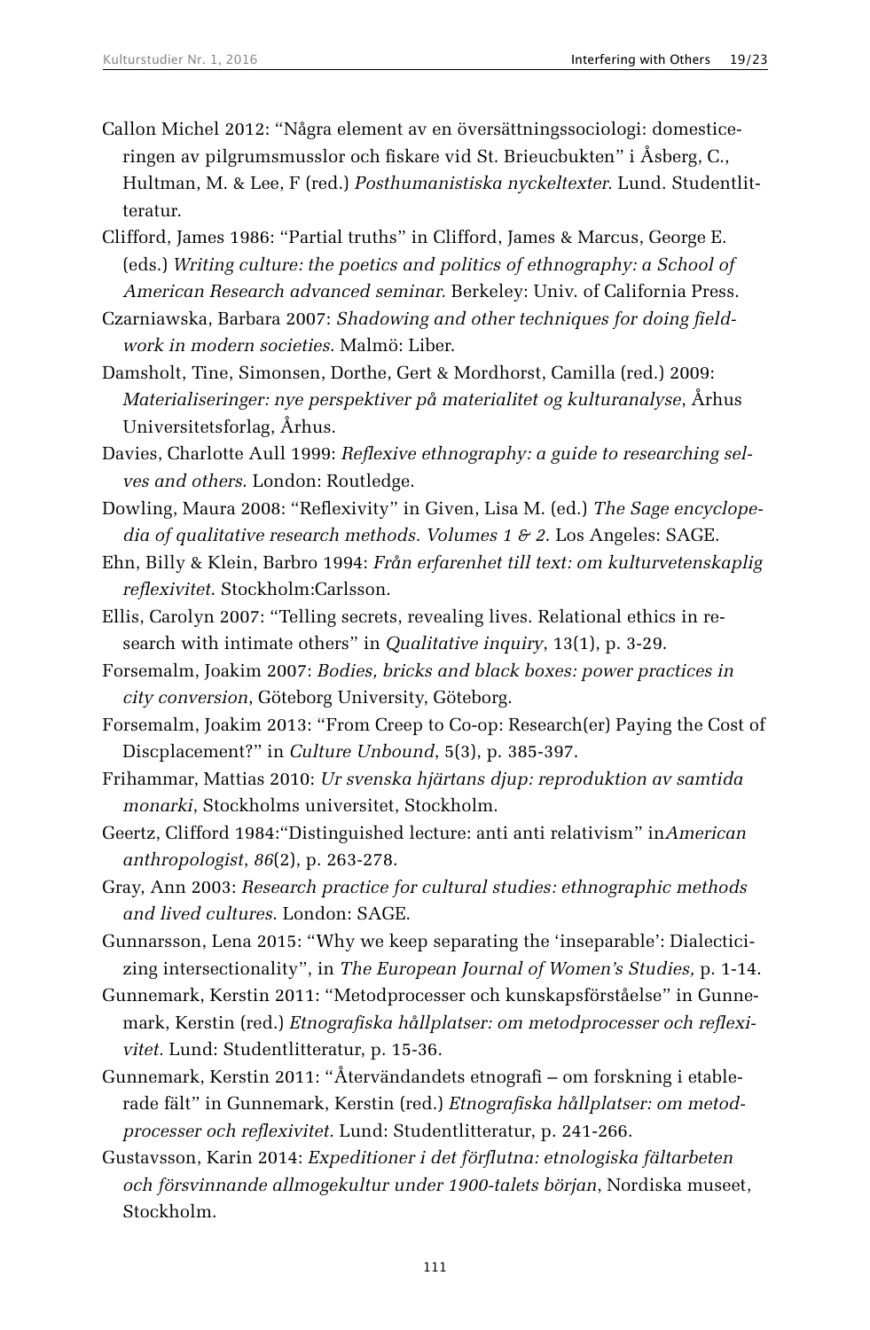Callon Michel 2012: "Några element av en översättningssociologi: domesticeringen av pilgrumsmusslor och fiskare vid St. Brieucbukten" i Åsberg, C., Hultman, M. & Lee, F (red.) *Posthumanistiska nyckeltexter*. Lund. Studentlitteratur.

Clifford, James 1986: "Partial truths" in Clifford, James & Marcus, George E. (eds.) *Writing culture: the poetics and politics of ethnography: a School of American Research advanced seminar.* Berkeley: Univ. of California Press.

Czarniawska, Barbara 2007: *Shadowing and other techniques for doing fieldwork in modern societies*. Malmö: Liber.

Damsholt, Tine, Simonsen, Dorthe, Gert & Mordhorst, Camilla (red.) 2009: *Materialiseringer: nye perspektiver på materialitet og kulturanalyse*, Århus Universitetsforlag, Århus.

Davies, Charlotte Aull 1999: *Reflexive ethnography: a guide to researching selves and others.* London: Routledge.

Dowling, Maura 2008: "Reflexivity" in Given, Lisa M. (ed.) *The Sage encyclopedia of qualitative research methods. Volumes 1 & 2.* Los Angeles: SAGE.

Ehn, Billy & Klein, Barbro 1994: *Från erfarenhet till text: om kulturvetenskaplig reflexivitet.* Stockholm:Carlsson.

Ellis, Carolyn 2007: "Telling secrets, revealing lives. Relational ethics in research with intimate others" in *Qualitative inquiry*, 13(1), p. 3-29.

Forsemalm, Joakim 2007: *Bodies, bricks and black boxes: power practices in city conversion*, Göteborg University, Göteborg.

Forsemalm, Joakim 2013: "From Creep to Co-op: Research(er) Paying the Cost of Discplacement?" in *Culture Unbound*, 5(3), p. 385-397.

Frihammar, Mattias 2010: *Ur svenska hjärtans djup: reproduktion av samtida monarki*, Stockholms universitet, Stockholm.

Geertz, Clifford 1984:"Distinguished lecture: anti anti relativism" in*American anthropologist*, *86*(2), p. 263-278.

Gray, Ann 2003: *Research practice for cultural studies: ethnographic methods and lived cultures.* London: SAGE.

Gunnarsson, Lena 2015: "Why we keep separating the 'inseparable': Dialecticizing intersectionality", in *The European Journal of Women's Studies,* p. 1-14.

Gunnemark, Kerstin 2011: "Metodprocesser och kunskapsförståelse" in Gunnemark, Kerstin (red.) *Etnografiska hållplatser: om metodprocesser och reflexivitet.* Lund: Studentlitteratur, p. 15-36.

Gunnemark, Kerstin 2011: "Återvändandets etnografi – om forskning i etablerade fält" in Gunnemark, Kerstin (red.) *Etnografiska hållplatser: om metodprocesser och reflexivitet.* Lund: Studentlitteratur, p. 241-266.

Gustavsson, Karin 2014: *Expeditioner i det förflutna: etnologiska fältarbeten och försvinnande allmogekultur under 1900-talets början*, Nordiska museet, Stockholm.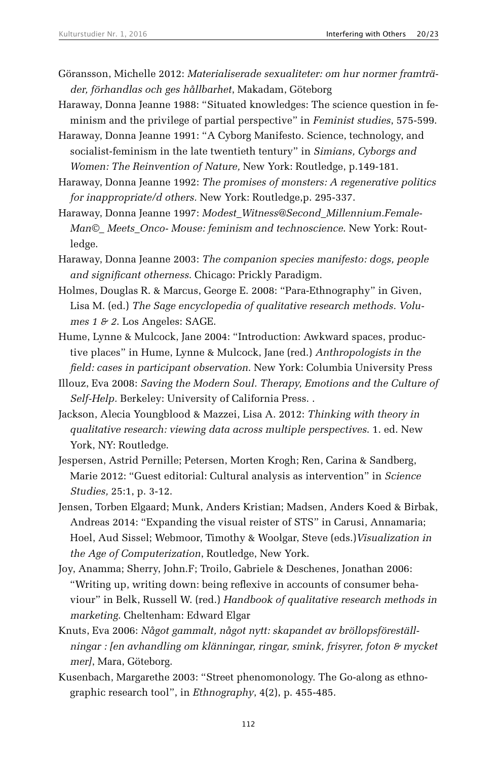Göransson, Michelle 2012: *Materialiserade sexualiteter: om hur normer framträder, förhandlas och ges hållbarhet*, Makadam, Göteborg

Haraway, Donna Jeanne 1988: "Situated knowledges: The science question in feminism and the privilege of partial perspective" in *Feminist studies*, 575-599.

Haraway, Donna Jeanne 1991: "A Cyborg Manifesto. Science, technology, and socialist-feminism in the late twentieth tentury" in *Simians, Cyborgs and Women: The Reinvention of Nature,* New York: Routledge, p.149-181.

Haraway, Donna Jeanne 1992: *The promises of monsters: A regenerative politics for inappropriate/d others.* New York: Routledge,p. 295-337.

Haraway, Donna Jeanne 1997: *Modest_Witness@Second_Millennium.FemaleMan©_ Meets_Onco- Mouse: feminism and technoscience*. New York: Routledge.

Haraway, Donna Jeanne 2003: *The companion species manifesto: dogs, people and significant otherness*. Chicago: Prickly Paradigm.

Holmes, Douglas R. & Marcus, George E. 2008: "Para-Ethnography" in Given, Lisa M. (ed.) *The Sage encyclopedia of qualitative research methods. Volumes 1 & 2*. Los Angeles: SAGE.

Hume, Lynne & Mulcock, Jane 2004: "Introduction: Awkward spaces, productive places" in Hume, Lynne & Mulcock, Jane (red.) *Anthropologists in the field: cases in participant observation*. New York: Columbia University Press

Illouz, Eva 2008: *Saving the Modern Soul. Therapy, Emotions and the Culture of Self-Help.* Berkeley: University of California Press. .

Jackson, Alecia Youngblood & Mazzei, Lisa A. 2012: *Thinking with theory in qualitative research: viewing data across multiple perspectives.* 1. ed. New York, NY: Routledge.

Jespersen, Astrid Pernille; Petersen, Morten Krogh; Ren, Carina & Sandberg, Marie 2012: "Guest editorial: Cultural analysis as intervention" in *Science Studies,* 25:1, p. 3-12.

Jensen, Torben Elgaard; Munk, Anders Kristian; Madsen, Anders Koed & Birbak, Andreas 2014: "Expanding the visual reister of STS" in Carusi, Annamaria; Hoel, Aud Sissel; Webmoor, Timothy & Woolgar, Steve (eds.)*Visualization in the Age of Computerization*, Routledge, New York.

Joy, Anamma; Sherry, John.F; Troilo, Gabriele & Deschenes, Jonathan 2006: "Writing up, writing down: being reflexive in accounts of consumer behaviour" in Belk, Russell W. (red.) *Handbook of qualitative research methods in marketing*. Cheltenham: Edward Elgar

Knuts, Eva 2006: *Något gammalt, något nytt: skapandet av bröllopsföreställningar : [en avhandling om klänningar, ringar, smink, frisyrer, foton & mycket mer]*, Mara, Göteborg.

Kusenbach, Margarethe 2003: "Street phenomonology. The Go-along as ethnographic research tool", in *Ethnography*, 4(2), p. 455-485.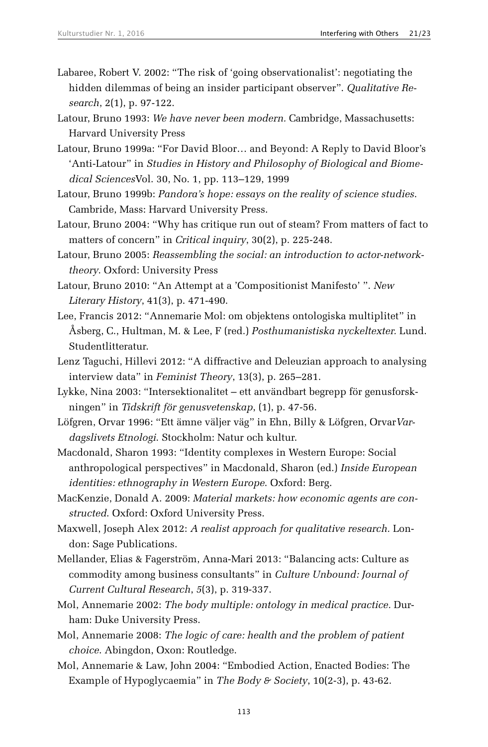Labaree, Robert V. 2002: "The risk of 'going observationalist': negotiating the hidden dilemmas of being an insider participant observer". *Qualitative Research*, 2(1), p. 97-122.

Latour, Bruno 1993: *We have never been modern.* Cambridge, Massachusetts: Harvard University Press

Latour, Bruno 1999a: "For David Bloor… and Beyond: A Reply to David Bloor's 'Anti-Latour" in *Studies in History and Philosophy of Biological and Biomedical Sciences*Vol. 30, No. 1, pp. 113–129, 1999

Latour, Bruno 1999b: *Pandora's hope: essays on the reality of science studies.* Cambride, Mass: Harvard University Press.

Latour, Bruno 2004: "Why has critique run out of steam? From matters of fact to matters of concern" in *Critical inquiry*, 30(2), p. 225-248.

Latour, Bruno 2005: *Reassembling the social: an introduction to actor-network-theory.* Oxford: University Press

Latour, Bruno 2010: "An Attempt at a 'Compositionist Manifesto' ". *New Literary History*, 41(3), p. 471-490.

Lee, Francis 2012: "Annemarie Mol: om objektens ontologiska multiplitet" in Åsberg, C., Hultman, M. & Lee, F (red.) *Posthumanistiska nyckeltexter.* Lund. Studentlitteratur.

Lenz Taguchi, Hillevi 2012: "A diffractive and Deleuzian approach to analysing interview data" in *Feminist Theory*, 13(3), p. 265–281.

Lykke, Nina 2003: "Intersektionalitet – ett användbart begrepp för genusforskningen" in *Tidskrift för genusvetenskap*, (1), p. 47-56.

Löfgren, Orvar 1996: "Ett ämne väljer väg" in Ehn, Billy & Löfgren, Orvar*Vardagslivets Etnologi.* Stockholm: Natur och kultur.

Macdonald, Sharon 1993: "Identity complexes in Western Europe: Social anthropological perspectives" in Macdonald, Sharon (ed.) *Inside European identities: ethnography in Western Europe*. Oxford: Berg.

MacKenzie, Donald A. 2009: *Material markets: how economic agents are constructed.* Oxford: Oxford University Press.

Maxwell, Joseph Alex 2012: *A realist approach for qualitative research.* London: Sage Publications.

Mellander, Elias & Fagerström, Anna-Mari 2013: "Balancing acts: Culture as commodity among business consultants" in *Culture Unbound: Journal of Current Cultural Research*, *5*(3), p. 319-337.

Mol, Annemarie 2002: *The body multiple: ontology in medical practice.* Durham: Duke University Press.

Mol, Annemarie 2008: *The logic of care: health and the problem of patient choice.* Abingdon, Oxon: Routledge.

Mol, Annemarie & Law, John 2004: "Embodied Action, Enacted Bodies: The Example of Hypoglycaemia" in *The Body & Society*, 10(2-3), p. 43-62.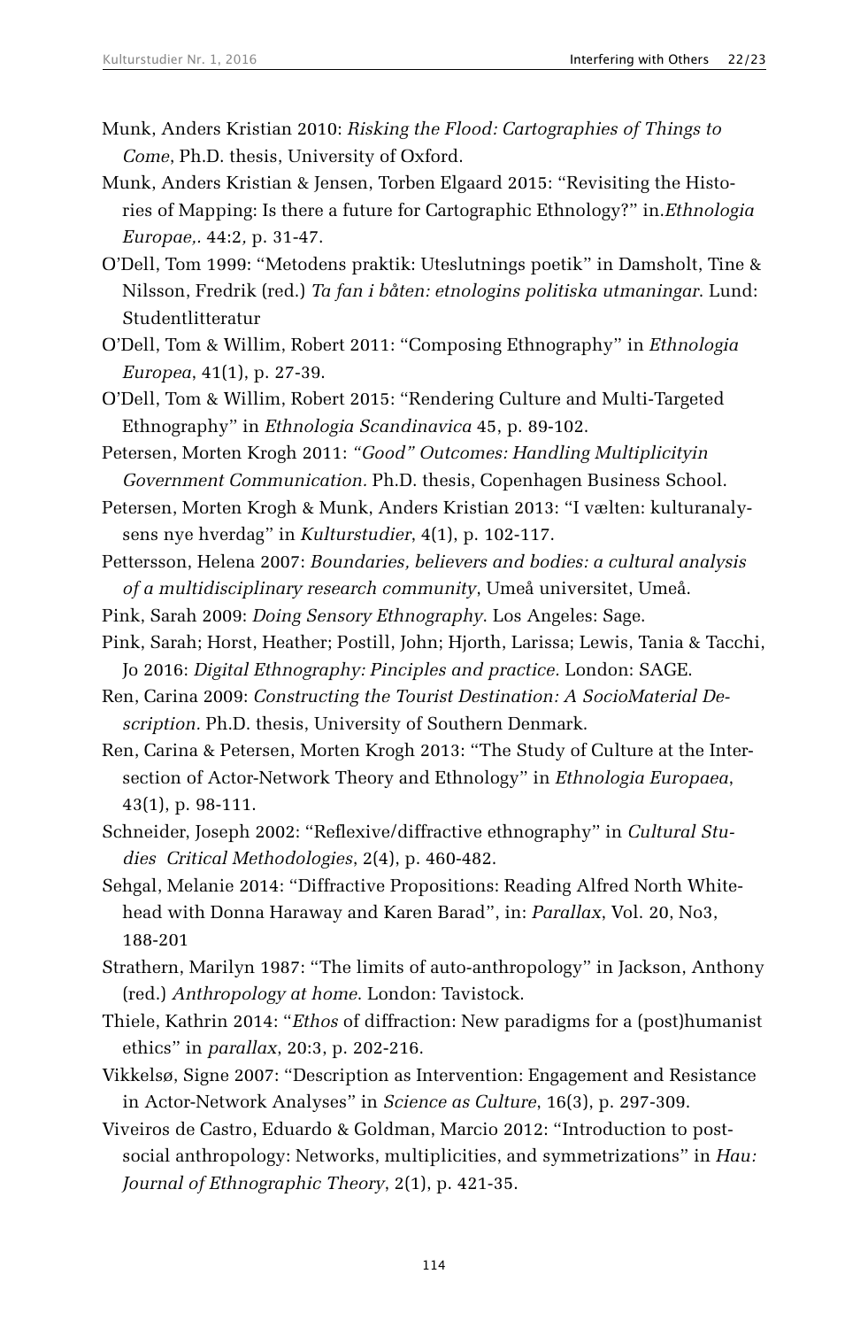Munk, Anders Kristian 2010: *Risking the Flood: Cartographies of Things to Come*, Ph.D. thesis, University of Oxford.

Munk, Anders Kristian & Jensen, Torben Elgaard 2015: "Revisiting the Histories of Mapping: Is there a future for Cartographic Ethnology?" in.*Ethnologia Europae,*. 44:2*,* p. 31-47.

O'Dell, Tom 1999: "Metodens praktik: Uteslutnings poetik" in Damsholt, Tine & Nilsson, Fredrik (red.) *Ta fan i båten: etnologins politiska utmaningar*. Lund: Studentlitteratur

O'Dell, Tom & Willim, Robert 2011: "Composing Ethnography" in *Ethnologia Europea*, 41(1), p. 27-39.

O'Dell, Tom & Willim, Robert 2015: "Rendering Culture and Multi-Targeted Ethnography" in *Ethnologia Scandinavica* 45, p. 89-102.

Petersen, Morten Krogh 2011: *"Good" Outcomes: Handling Multiplicityin Government Communication.* Ph.D. thesis, Copenhagen Business School.

Petersen, Morten Krogh & Munk, Anders Kristian 2013: "I vælten: kulturanalysens nye hverdag" in *Kulturstudier*, 4(1), p. 102-117.

Pettersson, Helena 2007: *Boundaries, believers and bodies: a cultural analysis of a multidisciplinary research community*, Umeå universitet, Umeå.

Pink, Sarah 2009: *Doing Sensory Ethnography*. Los Angeles: Sage.

Pink, Sarah; Horst, Heather; Postill, John; Hjorth, Larissa; Lewis, Tania & Tacchi, Jo 2016: *Digital Ethnography: Pinciples and practice.* London: SAGE.

Ren, Carina 2009: *Constructing the Tourist Destination: A SocioMaterial Description.* Ph.D. thesis, University of Southern Denmark.

Ren, Carina & Petersen, Morten Krogh 2013: "The Study of Culture at the Intersection of Actor-Network Theory and Ethnology" in *Ethnologia Europaea*, 43(1), p. 98-111.

Schneider, Joseph 2002: "Reflexive/diffractive ethnography" in *Cultural Studies Critical Methodologies*, 2(4), p. 460-482.

Sehgal, Melanie 2014: "Diffractive Propositions: Reading Alfred North Whitehead with Donna Haraway and Karen Barad", in: *Parallax*, Vol. 20, No3, 188-201

Strathern, Marilyn 1987: "The limits of auto-anthropology" in Jackson, Anthony (red.) *Anthropology at home*. London: Tavistock.

Thiele, Kathrin 2014: "*Ethos* of diffraction: New paradigms for a (post)humanist ethics" in *parallax*, 20:3, p. 202-216.

Vikkelsø, Signe 2007: "Description as Intervention: Engagement and Resistance in Actor-Network Analyses" in *Science as Culture*, 16(3), p. 297-309.

Viveiros de Castro, Eduardo & Goldman, Marcio 2012: "Introduction to post-social anthropology: Networks, multiplicities, and symmetrizations" in *Hau: Journal of Ethnographic Theory*, 2(1), p. 421-35.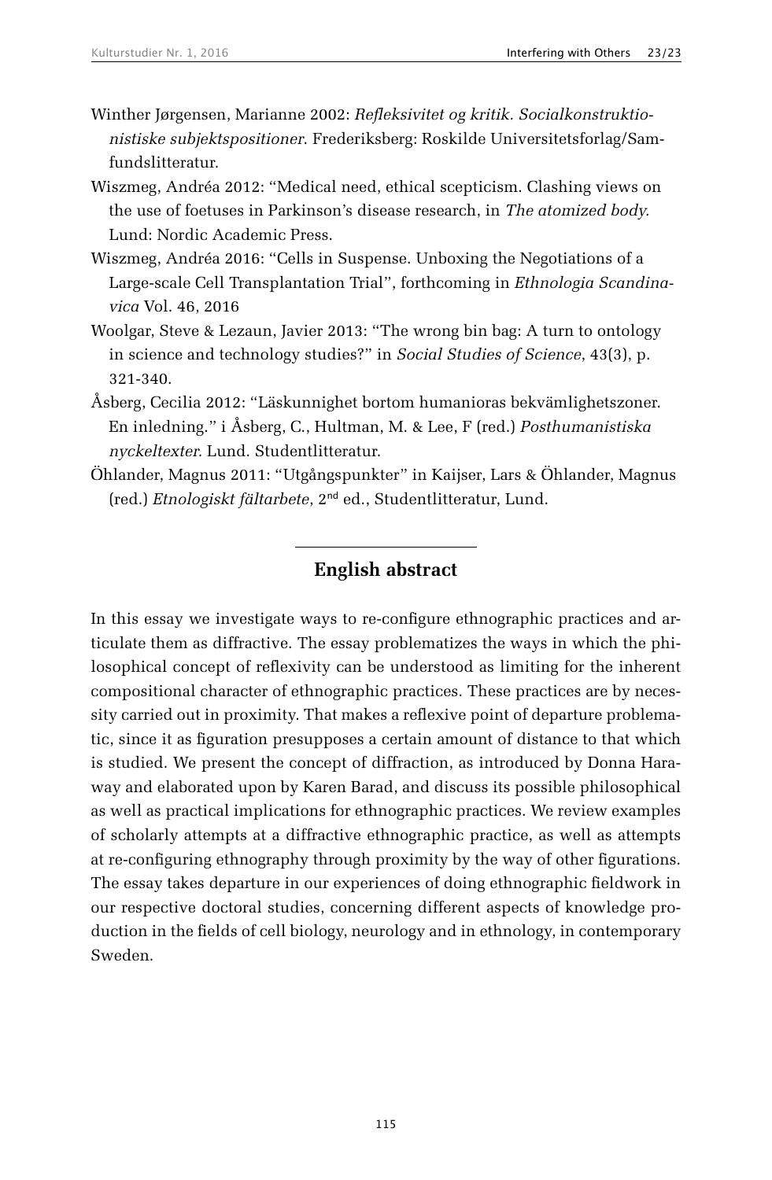Winther Jørgensen, Marianne 2002: *Refleksivitet og kritik. Socialkonstruktionistiske subjektspositioner*. Frederiksberg: Roskilde Universitetsforlag/Samfundslitteratur.

Wiszmeg, Andréa 2012: "Medical need, ethical scepticism. Clashing views on the use of foetuses in Parkinson's disease research, in *The atomized body*. Lund: Nordic Academic Press.

Wiszmeg, Andréa 2016: "Cells in Suspense. Unboxing the Negotiations of a Large-scale Cell Transplantation Trial", forthcoming in *Ethnologia Scandinavica* Vol. 46, 2016

Woolgar, Steve & Lezaun, Javier 2013: "The wrong bin bag: A turn to ontology in science and technology studies?" in *Social Studies of Science*, 43(3), p. 321-340.

Åsberg, Cecilia 2012: "Läskunnighet bortom humanioras bekvämlighetszoner. En inledning." i Åsberg, C., Hultman, M. & Lee, F (red.) *Posthumanistiska nyckeltexter*. Lund. Studentlitteratur.

Öhlander, Magnus 2011: "Utgångspunkter" in Kaijser, Lars & Öhlander, Magnus (red.) *Etnologiskt fältarbete*, 2nd ed., Studentlitteratur, Lund.

## English abstract

In this essay we investigate ways to re-configure ethnographic practices and articulate them as diffractive. The essay problematizes the ways in which the philosophical concept of reflexivity can be understood as limiting for the inherent compositional character of ethnographic practices. These practices are by necessity carried out in proximity. That makes a reflexive point of departure problematic, since it as figuration presupposes a certain amount of distance to that which is studied. We present the concept of diffraction, as introduced by Donna Haraway and elaborated upon by Karen Barad, and discuss its possible philosophical as well as practical implications for ethnographic practices. We review examples of scholarly attempts at a diffractive ethnographic practice, as well as attempts at re-configuring ethnography through proximity by the way of other figurations. The essay takes departure in our experiences of doing ethnographic fieldwork in our respective doctoral studies, concerning different aspects of knowledge production in the fields of cell biology, neurology and in ethnology, in contemporary Sweden.